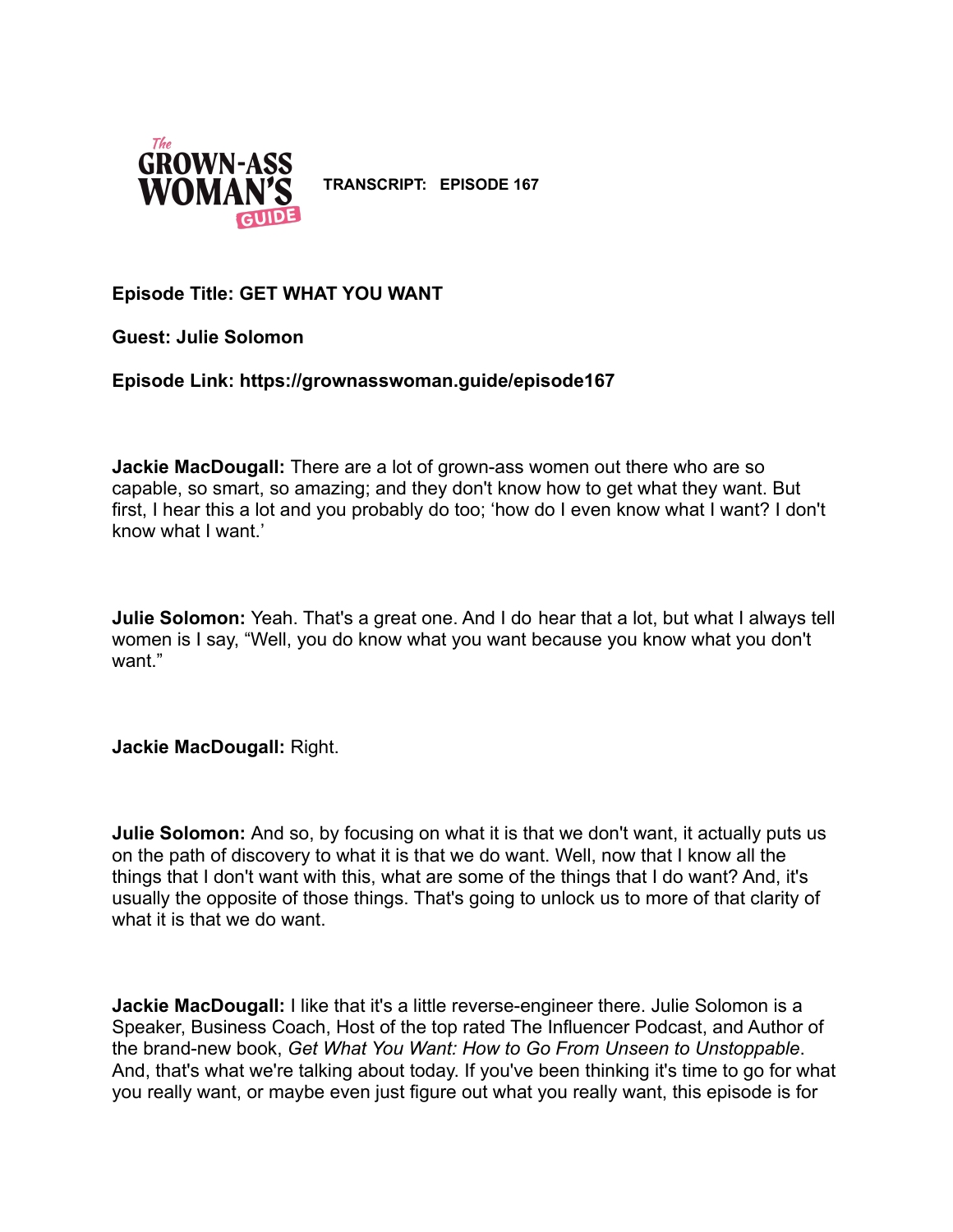**The GROWN-ASS WOMAN'S GUIDE**

**TRANSCRIPT: EPISODE 167**

**Episode Title: GET WHAT YOU WANT**

**Guest: Julie Solomon**

**Episode Link: https://grownasswoman.guide/episode167**

**Jackie MacDougall:** There are a lot of grown-ass women out there who are so capable, so smart, so amazing; and they don't know how to get what they want. But first, I hear this a lot and you probably do too; 'how do I even know what I want? I don't know what I want.'

**Julie Solomon:** Yeah. That's a great one. And I do hear that a lot, but what I always tell women is I say, "Well, you do know what you want because you know what you don't want."

**Jackie MacDougall:** Right.

**Julie Solomon:** And so, by focusing on what it is that we don't want, it actually puts us on the path of discovery to what it is that we do want. Well, now that I know all the things that I don't want with this, what are some of the things that I do want? And, it's usually the opposite of those things. That's going to unlock us to more of that clarity of what it is that we do want.

**Jackie MacDougall:** I like that it's a little reverse-engineer there. Julie Solomon is a Speaker, Business Coach, Host of the top rated The Influencer Podcast, and Author of the brand-new book, *Get What You Want: How to Go From Unseen to Unstoppable*. And, that's what we're talking about today. If you've been thinking it's time to go for what you really want, or maybe even just figure out what you really want, this episode is for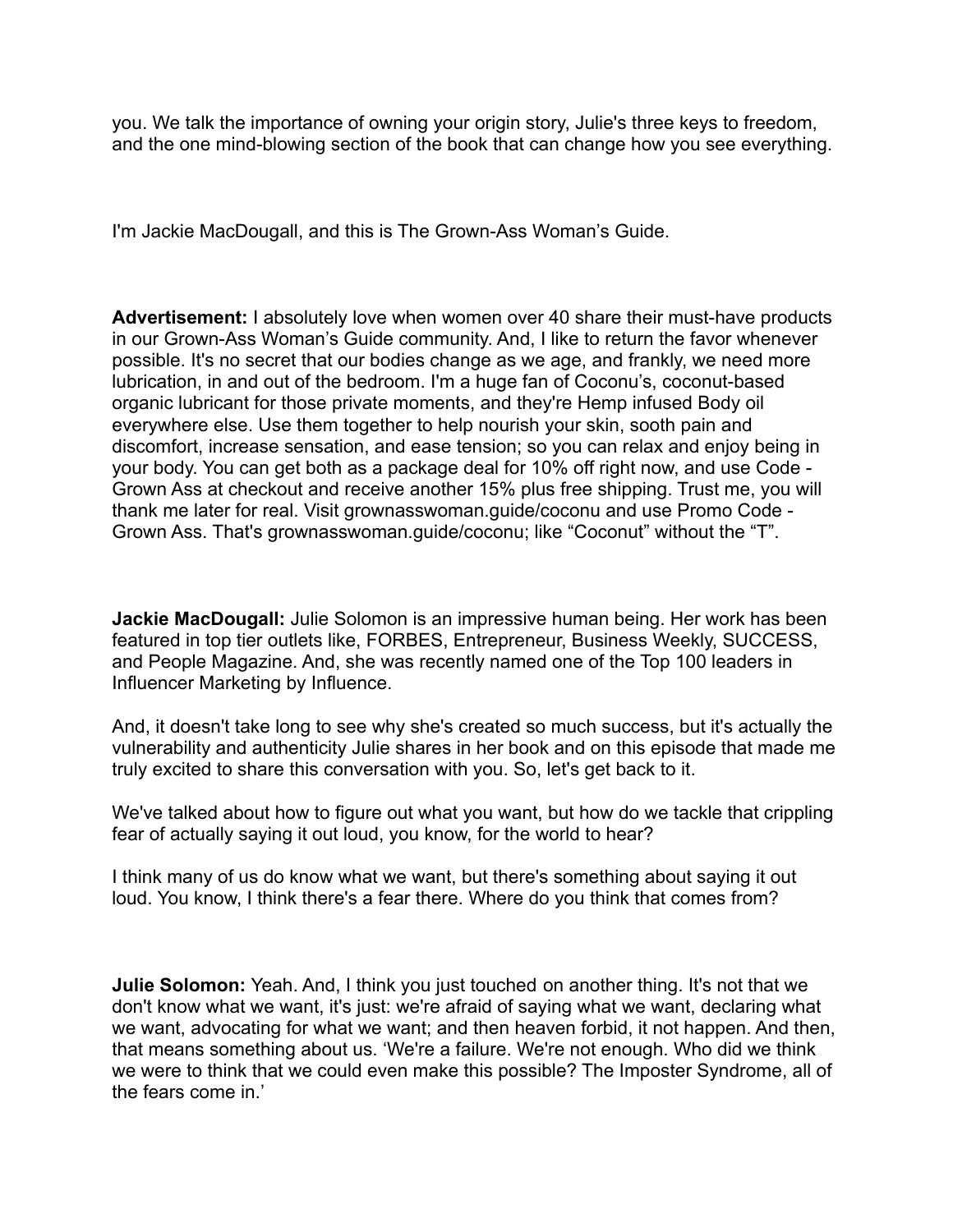you. We talk the importance of owning your origin story, Julie's three keys to freedom, and the one mind-blowing section of the book that can change how you see everything.

I'm Jackie MacDougall, and this is The Grown-Ass Woman's Guide.

**Advertisement:** I absolutely love when women over 40 share their must-have products in our Grown-Ass Woman's Guide community. And, I like to return the favor whenever possible. It's no secret that our bodies change as we age, and frankly, we need more lubrication, in and out of the bedroom. I'm a huge fan of Coconu's, coconut-based organic lubricant for those private moments, and they're Hemp infused Body oil everywhere else. Use them together to help nourish your skin, sooth pain and discomfort, increase sensation, and ease tension; so you can relax and enjoy being in your body. You can get both as a package deal for 10% off right now, and use Code - Grown Ass at checkout and receive another 15% plus free shipping. Trust me, you will thank me later for real. Visit grownasswoman.guide/coconu and use Promo Code - Grown Ass. That's grownasswoman.guide/coconu; like "Coconut" without the "T".

**Jackie MacDougall:** Julie Solomon is an impressive human being. Her work has been featured in top tier outlets like, FORBES, Entrepreneur, Business Weekly, SUCCESS, and People Magazine. And, she was recently named one of the Top 100 leaders in Influencer Marketing by Influence.

And, it doesn't take long to see why she's created so much success, but it's actually the vulnerability and authenticity Julie shares in her book and on this episode that made me truly excited to share this conversation with you. So, let's get back to it.

We've talked about how to figure out what you want, but how do we tackle that crippling fear of actually saying it out loud, you know, for the world to hear?

I think many of us do know what we want, but there's something about saying it out loud. You know, I think there's a fear there. Where do you think that comes from?

**Julie Solomon:** Yeah. And, I think you just touched on another thing. It's not that we don't know what we want, it's just: we're afraid of saying what we want, declaring what we want, advocating for what we want; and then heaven forbid, it not happen. And then, that means something about us. 'We're a failure. We're not enough. Who did we think we were to think that we could even make this possible? The Imposter Syndrome, all of the fears come in.'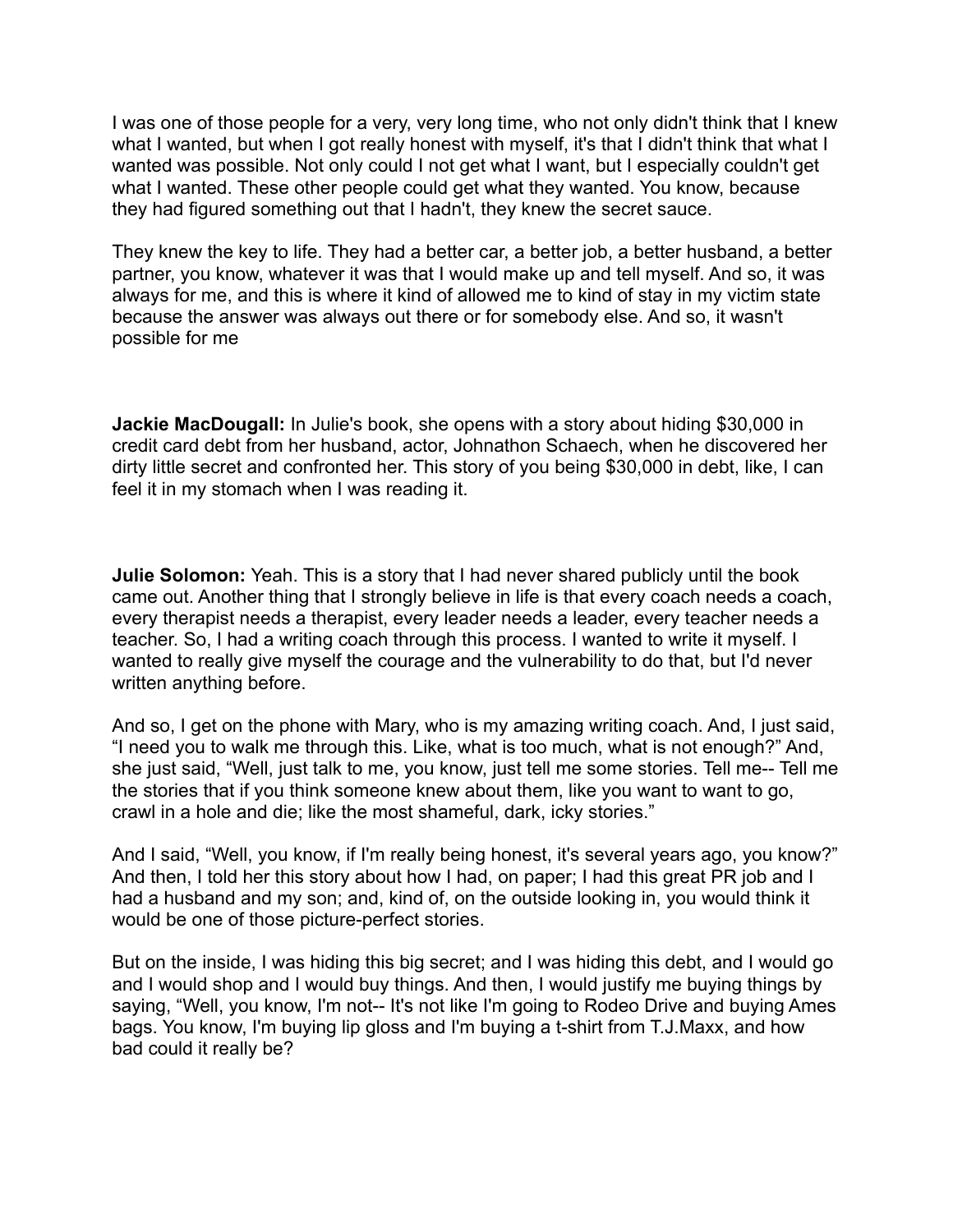I was one of those people for a very, very long time, who not only didn't think that I knew what I wanted, but when I got really honest with myself, it's that I didn't think that what I wanted was possible. Not only could I not get what I want, but I especially couldn't get what I wanted. These other people could get what they wanted. You know, because they had figured something out that I hadn't, they knew the secret sauce.

They knew the key to life. They had a better car, a better job, a better husband, a better partner, you know, whatever it was that I would make up and tell myself. And so, it was always for me, and this is where it kind of allowed me to kind of stay in my victim state because the answer was always out there or for somebody else. And so, it wasn't possible for me

**Jackie MacDougall:** In Julie's book, she opens with a story about hiding $30,000 in credit card debt from her husband, actor, Johnathon Schaech, when he discovered her dirty little secret and confronted her. This story of you being $30,000 in debt, like, I can feel it in my stomach when I was reading it.

**Julie Solomon:** Yeah. This is a story that I had never shared publicly until the book came out. Another thing that I strongly believe in life is that every coach needs a coach, every therapist needs a therapist, every leader needs a leader, every teacher needs a teacher. So, I had a writing coach through this process. I wanted to write it myself. I wanted to really give myself the courage and the vulnerability to do that, but I'd never written anything before.

And so, I get on the phone with Mary, who is my amazing writing coach. And, I just said, “I need you to walk me through this. Like, what is too much, what is not enough?” And, she just said, “Well, just talk to me, you know, just tell me some stories. Tell me-- Tell me the stories that if you think someone knew about them, like you want to want to go, crawl in a hole and die; like the most shameful, dark, icky stories.”

And I said, “Well, you know, if I'm really being honest, it's several years ago, you know?” And then, I told her this story about how I had, on paper; I had this great PR job and I had a husband and my son; and, kind of, on the outside looking in, you would think it would be one of those picture-perfect stories.

But on the inside, I was hiding this big secret; and I was hiding this debt, and I would go and I would shop and I would buy things. And then, I would justify me buying things by saying, “Well, you know, I'm not-- It's not like I'm going to Rodeo Drive and buying Ames bags. You know, I'm buying lip gloss and I'm buying a t-shirt from T.J.Maxx, and how bad could it really be?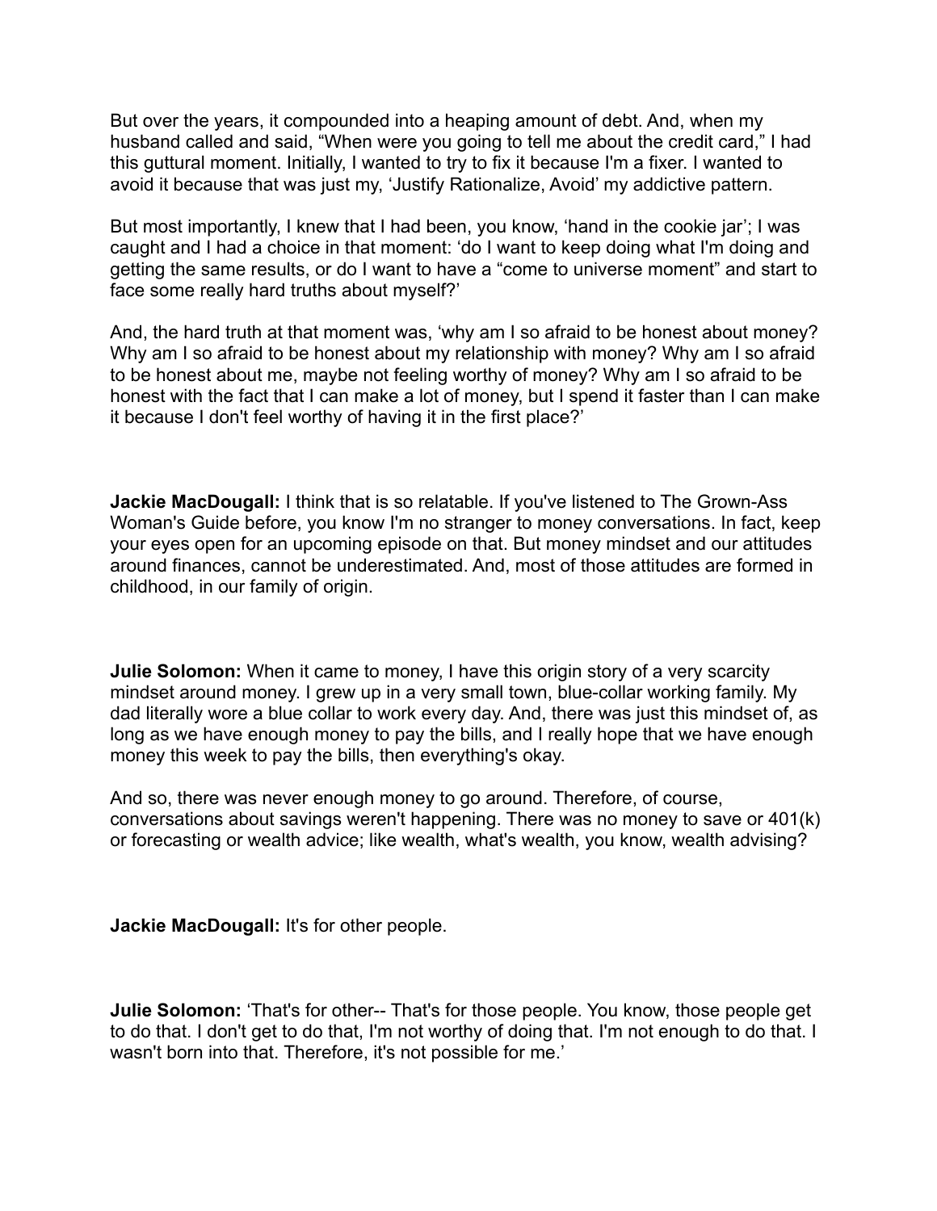But over the years, it compounded into a heaping amount of debt. And, when my husband called and said, “When were you going to tell me about the credit card,” I had this guttural moment. Initially, I wanted to try to fix it because I'm a fixer. I wanted to avoid it because that was just my, ‘Justify Rationalize, Avoid’ my addictive pattern.

But most importantly, I knew that I had been, you know, ‘hand in the cookie jar’; I was caught and I had a choice in that moment: ‘do I want to keep doing what I'm doing and getting the same results, or do I want to have a “come to universe moment” and start to face some really hard truths about myself?’

And, the hard truth at that moment was, ‘why am I so afraid to be honest about money? Why am I so afraid to be honest about my relationship with money? Why am I so afraid to be honest about me, maybe not feeling worthy of money? Why am I so afraid to be honest with the fact that I can make a lot of money, but I spend it faster than I can make it because I don't feel worthy of having it in the first place?’

**Jackie MacDougall:** I think that is so relatable. If you've listened to The Grown-Ass Woman's Guide before, you know I'm no stranger to money conversations. In fact, keep your eyes open for an upcoming episode on that. But money mindset and our attitudes around finances, cannot be underestimated. And, most of those attitudes are formed in childhood, in our family of origin.

**Julie Solomon:** When it came to money, I have this origin story of a very scarcity mindset around money. I grew up in a very small town, blue-collar working family. My dad literally wore a blue collar to work every day. And, there was just this mindset of, as long as we have enough money to pay the bills, and I really hope that we have enough money this week to pay the bills, then everything's okay.

And so, there was never enough money to go around. Therefore, of course, conversations about savings weren't happening. There was no money to save or 401(k) or forecasting or wealth advice; like wealth, what's wealth, you know, wealth advising?

**Jackie MacDougall:** It's for other people.

**Julie Solomon:** ‘That's for other-- That's for those people. You know, those people get to do that. I don't get to do that, I'm not worthy of doing that. I'm not enough to do that. I wasn't born into that. Therefore, it's not possible for me.’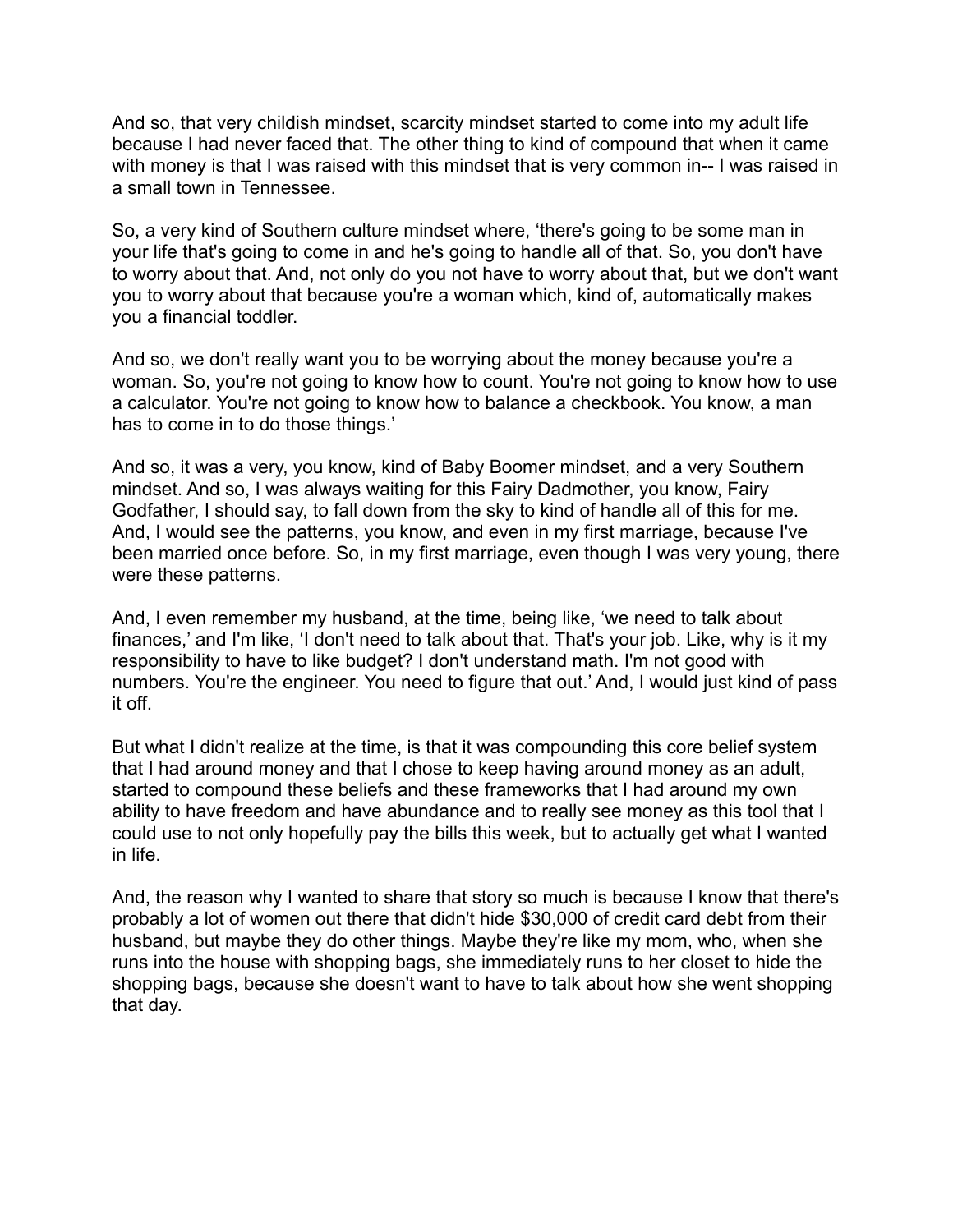And so, that very childish mindset, scarcity mindset started to come into my adult life because I had never faced that. The other thing to kind of compound that when it came with money is that I was raised with this mindset that is very common in-- I was raised in a small town in Tennessee.

So, a very kind of Southern culture mindset where, 'there's going to be some man in your life that's going to come in and he's going to handle all of that. So, you don't have to worry about that. And, not only do you not have to worry about that, but we don't want you to worry about that because you're a woman which, kind of, automatically makes you a financial toddler.

And so, we don't really want you to be worrying about the money because you're a woman. So, you're not going to know how to count. You're not going to know how to use a calculator. You're not going to know how to balance a checkbook. You know, a man has to come in to do those things.'

And so, it was a very, you know, kind of Baby Boomer mindset, and a very Southern mindset. And so, I was always waiting for this Fairy Dadmother, you know, Fairy Godfather, I should say, to fall down from the sky to kind of handle all of this for me. And, I would see the patterns, you know, and even in my first marriage, because I've been married once before. So, in my first marriage, even though I was very young, there were these patterns.

And, I even remember my husband, at the time, being like, 'we need to talk about finances,' and I'm like, 'I don't need to talk about that. That's your job. Like, why is it my responsibility to have to like budget? I don't understand math. I'm not good with numbers. You're the engineer. You need to figure that out.' And, I would just kind of pass it off.

But what I didn't realize at the time, is that it was compounding this core belief system that I had around money and that I chose to keep having around money as an adult, started to compound these beliefs and these frameworks that I had around my own ability to have freedom and have abundance and to really see money as this tool that I could use to not only hopefully pay the bills this week, but to actually get what I wanted in life.

And, the reason why I wanted to share that story so much is because I know that there's probably a lot of women out there that didn't hide $30,000 of credit card debt from their husband, but maybe they do other things. Maybe they're like my mom, who, when she runs into the house with shopping bags, she immediately runs to her closet to hide the shopping bags, because she doesn't want to have to talk about how she went shopping that day.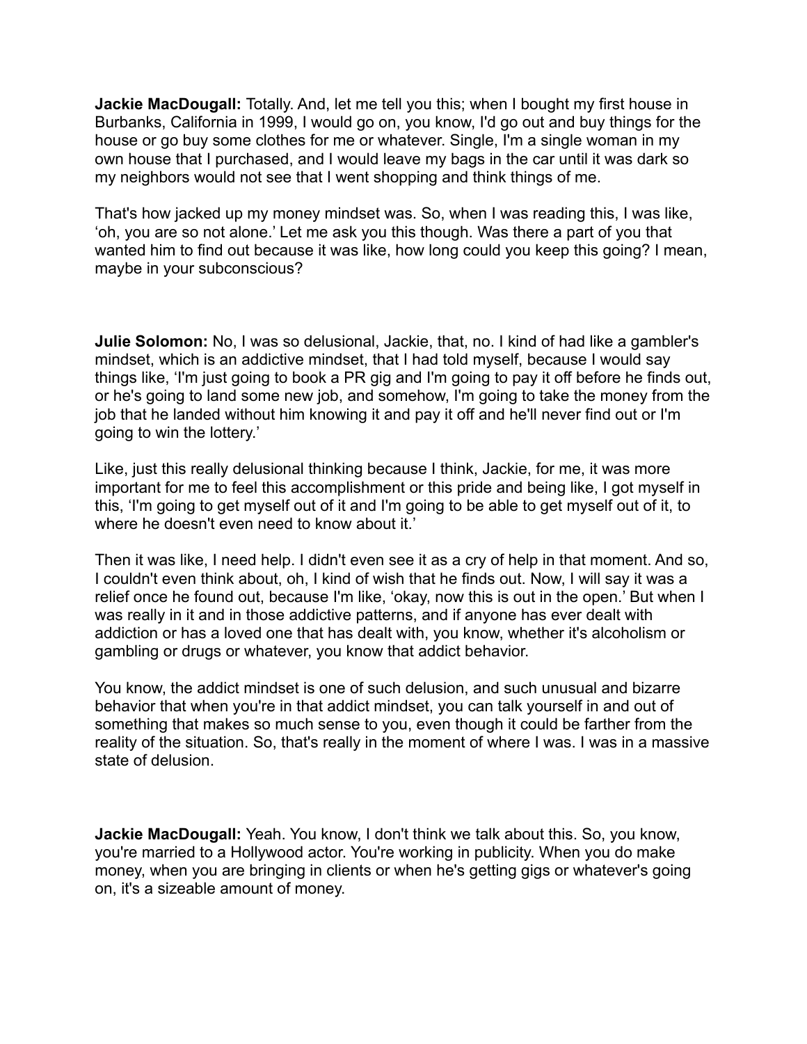**Jackie MacDougall:** Totally. And, let me tell you this; when I bought my first house in Burbanks, California in 1999, I would go on, you know, I'd go out and buy things for the house or go buy some clothes for me or whatever. Single, I'm a single woman in my own house that I purchased, and I would leave my bags in the car until it was dark so my neighbors would not see that I went shopping and think things of me.

That's how jacked up my money mindset was. So, when I was reading this, I was like, 'oh, you are so not alone.' Let me ask you this though. Was there a part of you that wanted him to find out because it was like, how long could you keep this going? I mean, maybe in your subconscious?

**Julie Solomon:** No, I was so delusional, Jackie, that, no. I kind of had like a gambler's mindset, which is an addictive mindset, that I had told myself, because I would say things like, 'I'm just going to book a PR gig and I'm going to pay it off before he finds out, or he's going to land some new job, and somehow, I'm going to take the money from the job that he landed without him knowing it and pay it off and he'll never find out or I'm going to win the lottery.'

Like, just this really delusional thinking because I think, Jackie, for me, it was more important for me to feel this accomplishment or this pride and being like, I got myself in this, 'I'm going to get myself out of it and I'm going to be able to get myself out of it, to where he doesn't even need to know about it.'

Then it was like, I need help. I didn't even see it as a cry of help in that moment. And so, I couldn't even think about, oh, I kind of wish that he finds out. Now, I will say it was a relief once he found out, because I'm like, 'okay, now this is out in the open.' But when I was really in it and in those addictive patterns, and if anyone has ever dealt with addiction or has a loved one that has dealt with, you know, whether it's alcoholism or gambling or drugs or whatever, you know that addict behavior.

You know, the addict mindset is one of such delusion, and such unusual and bizarre behavior that when you're in that addict mindset, you can talk yourself in and out of something that makes so much sense to you, even though it could be farther from the reality of the situation. So, that's really in the moment of where I was. I was in a massive state of delusion.

**Jackie MacDougall:** Yeah. You know, I don't think we talk about this. So, you know, you're married to a Hollywood actor. You're working in publicity. When you do make money, when you are bringing in clients or when he's getting gigs or whatever's going on, it's a sizeable amount of money.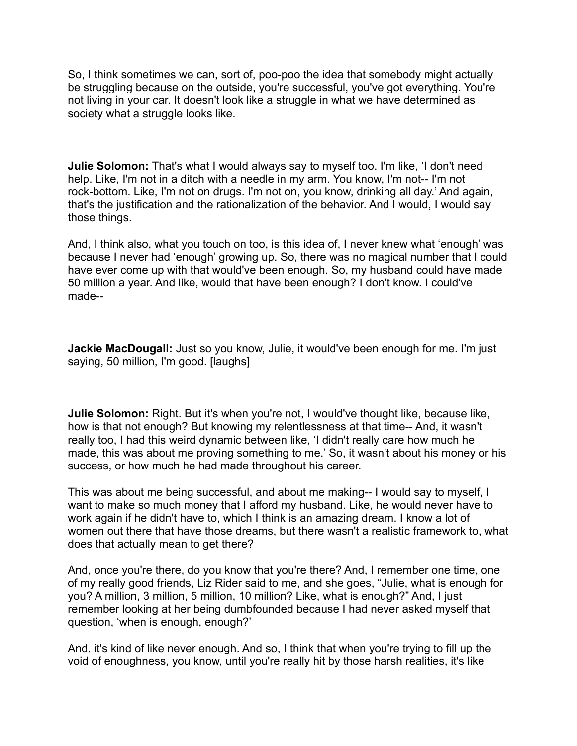So, I think sometimes we can, sort of, poo-poo the idea that somebody might actually be struggling because on the outside, you're successful, you've got everything. You're not living in your car. It doesn't look like a struggle in what we have determined as society what a struggle looks like.

**Julie Solomon:** That's what I would always say to myself too. I'm like, 'I don't need help. Like, I'm not in a ditch with a needle in my arm. You know, I'm not-- I'm not rock-bottom. Like, I'm not on drugs. I'm not on, you know, drinking all day.' And again, that's the justification and the rationalization of the behavior. And I would, I would say those things.

And, I think also, what you touch on too, is this idea of, I never knew what 'enough' was because I never had 'enough' growing up. So, there was no magical number that I could have ever come up with that would've been enough. So, my husband could have made 50 million a year. And like, would that have been enough? I don't know. I could've made--

**Jackie MacDougall:** Just so you know, Julie, it would've been enough for me. I'm just saying, 50 million, I'm good. [laughs]

**Julie Solomon:** Right. But it's when you're not, I would've thought like, because like, how is that not enough? But knowing my relentlessness at that time-- And, it wasn't really too, I had this weird dynamic between like, 'I didn't really care how much he made, this was about me proving something to me.' So, it wasn't about his money or his success, or how much he had made throughout his career.

This was about me being successful, and about me making-- I would say to myself, I want to make so much money that I afford my husband. Like, he would never have to work again if he didn't have to, which I think is an amazing dream. I know a lot of women out there that have those dreams, but there wasn't a realistic framework to, what does that actually mean to get there?

And, once you're there, do you know that you're there? And, I remember one time, one of my really good friends, Liz Rider said to me, and she goes, "Julie, what is enough for you? A million, 3 million, 5 million, 10 million? Like, what is enough?" And, I just remember looking at her being dumbfounded because I had never asked myself that question, 'when is enough, enough?'

And, it's kind of like never enough. And so, I think that when you're trying to fill up the void of enoughness, you know, until you're really hit by those harsh realities, it's like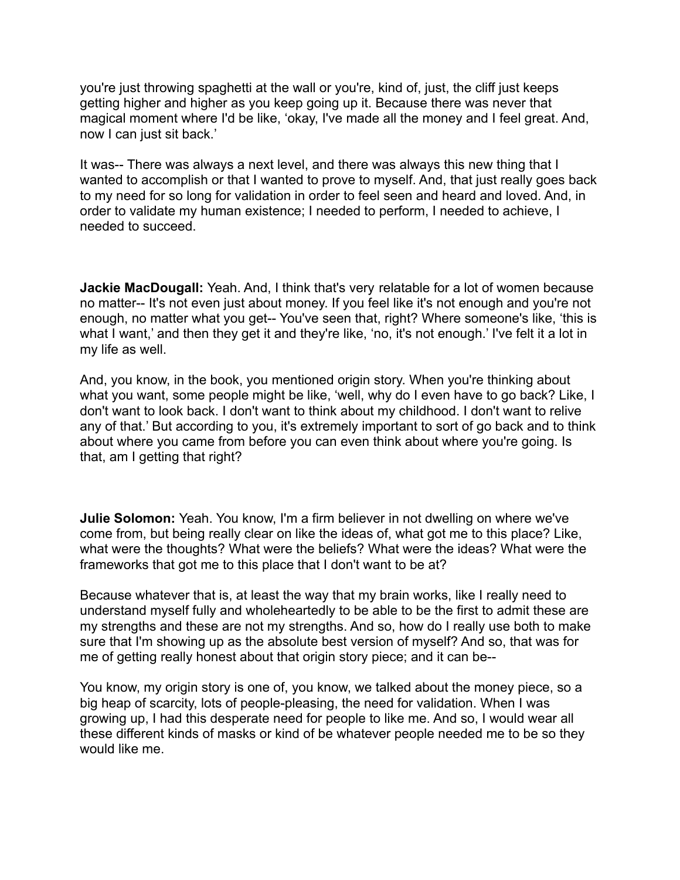you're just throwing spaghetti at the wall or you're, kind of, just, the cliff just keeps getting higher and higher as you keep going up it. Because there was never that magical moment where I'd be like, 'okay, I've made all the money and I feel great. And, now I can just sit back.'

It was-- There was always a next level, and there was always this new thing that I wanted to accomplish or that I wanted to prove to myself. And, that just really goes back to my need for so long for validation in order to feel seen and heard and loved. And, in order to validate my human existence; I needed to perform, I needed to achieve, I needed to succeed.

**Jackie MacDougall:** Yeah. And, I think that's very relatable for a lot of women because no matter-- It's not even just about money. If you feel like it's not enough and you're not enough, no matter what you get-- You've seen that, right? Where someone's like, 'this is what I want,' and then they get it and they're like, 'no, it's not enough.' I've felt it a lot in my life as well.

And, you know, in the book, you mentioned origin story. When you're thinking about what you want, some people might be like, 'well, why do I even have to go back? Like, I don't want to look back. I don't want to think about my childhood. I don't want to relive any of that.' But according to you, it's extremely important to sort of go back and to think about where you came from before you can even think about where you're going. Is that, am I getting that right?

**Julie Solomon:** Yeah. You know, I'm a firm believer in not dwelling on where we've come from, but being really clear on like the ideas of, what got me to this place? Like, what were the thoughts? What were the beliefs? What were the ideas? What were the frameworks that got me to this place that I don't want to be at?

Because whatever that is, at least the way that my brain works, like I really need to understand myself fully and wholeheartedly to be able to be the first to admit these are my strengths and these are not my strengths. And so, how do I really use both to make sure that I'm showing up as the absolute best version of myself? And so, that was for me of getting really honest about that origin story piece; and it can be--

You know, my origin story is one of, you know, we talked about the money piece, so a big heap of scarcity, lots of people-pleasing, the need for validation. When I was growing up, I had this desperate need for people to like me. And so, I would wear all these different kinds of masks or kind of be whatever people needed me to be so they would like me.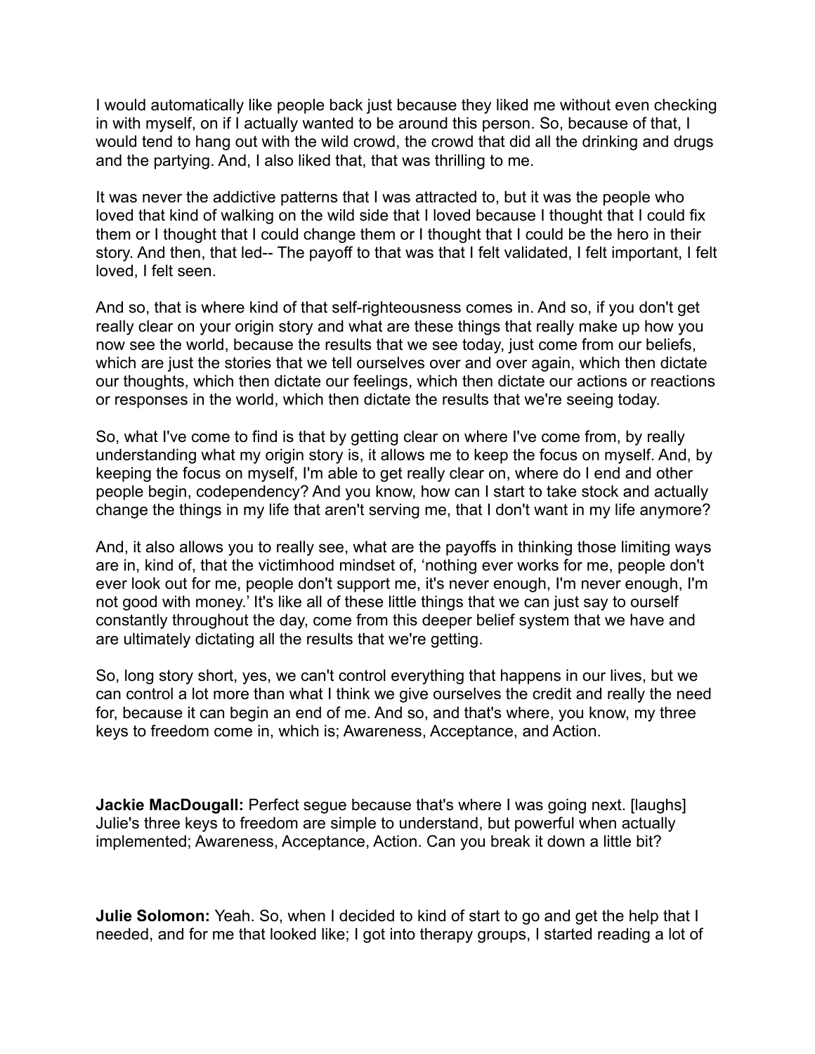I would automatically like people back just because they liked me without even checking in with myself, on if I actually wanted to be around this person. So, because of that, I would tend to hang out with the wild crowd, the crowd that did all the drinking and drugs and the partying. And, I also liked that, that was thrilling to me.

It was never the addictive patterns that I was attracted to, but it was the people who loved that kind of walking on the wild side that I loved because I thought that I could fix them or I thought that I could change them or I thought that I could be the hero in their story. And then, that led-- The payoff to that was that I felt validated, I felt important, I felt loved, I felt seen.

And so, that is where kind of that self-righteousness comes in. And so, if you don't get really clear on your origin story and what are these things that really make up how you now see the world, because the results that we see today, just come from our beliefs, which are just the stories that we tell ourselves over and over again, which then dictate our thoughts, which then dictate our feelings, which then dictate our actions or reactions or responses in the world, which then dictate the results that we're seeing today.

So, what I've come to find is that by getting clear on where I've come from, by really understanding what my origin story is, it allows me to keep the focus on myself. And, by keeping the focus on myself, I'm able to get really clear on, where do I end and other people begin, codependency? And you know, how can I start to take stock and actually change the things in my life that aren't serving me, that I don't want in my life anymore?

And, it also allows you to really see, what are the payoffs in thinking those limiting ways are in, kind of, that the victimhood mindset of, 'nothing ever works for me, people don't ever look out for me, people don't support me, it's never enough, I'm never enough, I'm not good with money.' It's like all of these little things that we can just say to ourself constantly throughout the day, come from this deeper belief system that we have and are ultimately dictating all the results that we're getting.

So, long story short, yes, we can't control everything that happens in our lives, but we can control a lot more than what I think we give ourselves the credit and really the need for, because it can begin an end of me. And so, and that's where, you know, my three keys to freedom come in, which is; Awareness, Acceptance, and Action.

**Jackie MacDougall:** Perfect segue because that's where I was going next. [laughs] Julie's three keys to freedom are simple to understand, but powerful when actually implemented; Awareness, Acceptance, Action. Can you break it down a little bit?

**Julie Solomon:** Yeah. So, when I decided to kind of start to go and get the help that I needed, and for me that looked like; I got into therapy groups, I started reading a lot of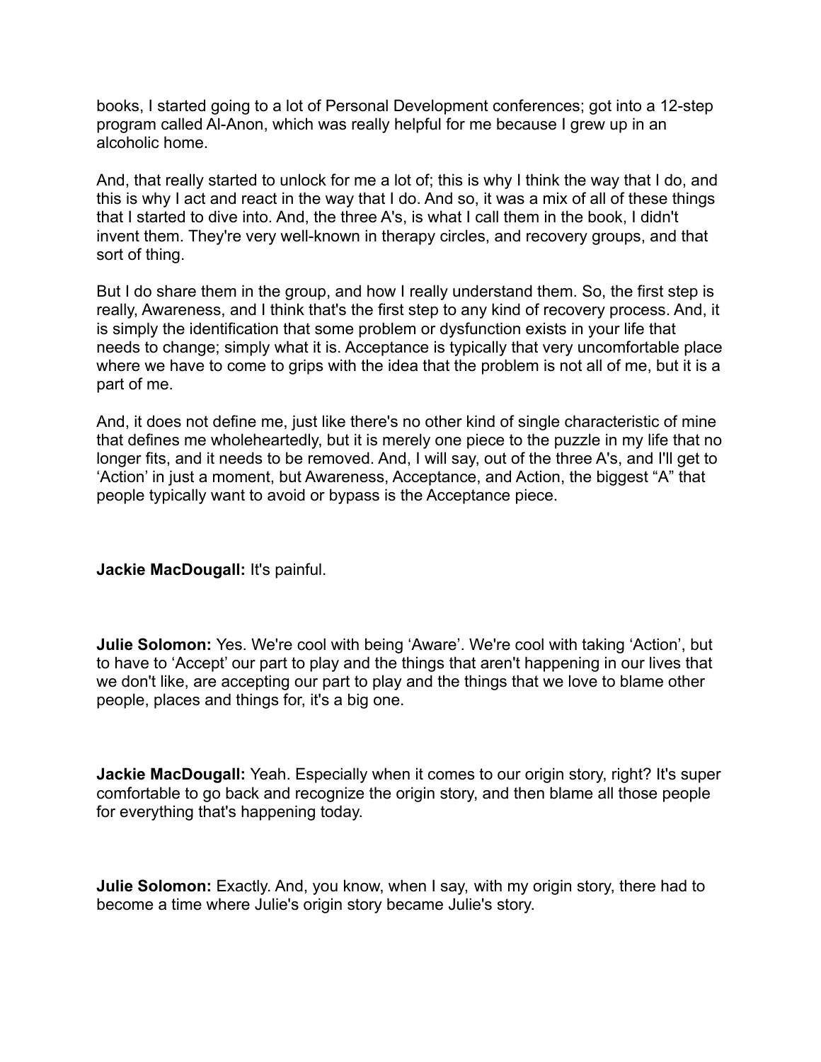books, I started going to a lot of Personal Development conferences; got into a 12-step program called Al-Anon, which was really helpful for me because I grew up in an alcoholic home.

And, that really started to unlock for me a lot of; this is why I think the way that I do, and this is why I act and react in the way that I do. And so, it was a mix of all of these things that I started to dive into. And, the three A's, is what I call them in the book, I didn't invent them. They're very well-known in therapy circles, and recovery groups, and that sort of thing.

But I do share them in the group, and how I really understand them. So, the first step is really, Awareness, and I think that's the first step to any kind of recovery process. And, it is simply the identification that some problem or dysfunction exists in your life that needs to change; simply what it is. Acceptance is typically that very uncomfortable place where we have to come to grips with the idea that the problem is not all of me, but it is a part of me.

And, it does not define me, just like there's no other kind of single characteristic of mine that defines me wholeheartedly, but it is merely one piece to the puzzle in my life that no longer fits, and it needs to be removed. And, I will say, out of the three A's, and I'll get to 'Action' in just a moment, but Awareness, Acceptance, and Action, the biggest "A" that people typically want to avoid or bypass is the Acceptance piece.

**Jackie MacDougall:** It's painful.

**Julie Solomon:** Yes. We're cool with being 'Aware'. We're cool with taking 'Action', but to have to 'Accept' our part to play and the things that aren't happening in our lives that we don't like, are accepting our part to play and the things that we love to blame other people, places and things for, it's a big one.

**Jackie MacDougall:** Yeah. Especially when it comes to our origin story, right? It's super comfortable to go back and recognize the origin story, and then blame all those people for everything that's happening today.

**Julie Solomon:** Exactly. And, you know, when I say, with my origin story, there had to become a time where Julie's origin story became Julie's story.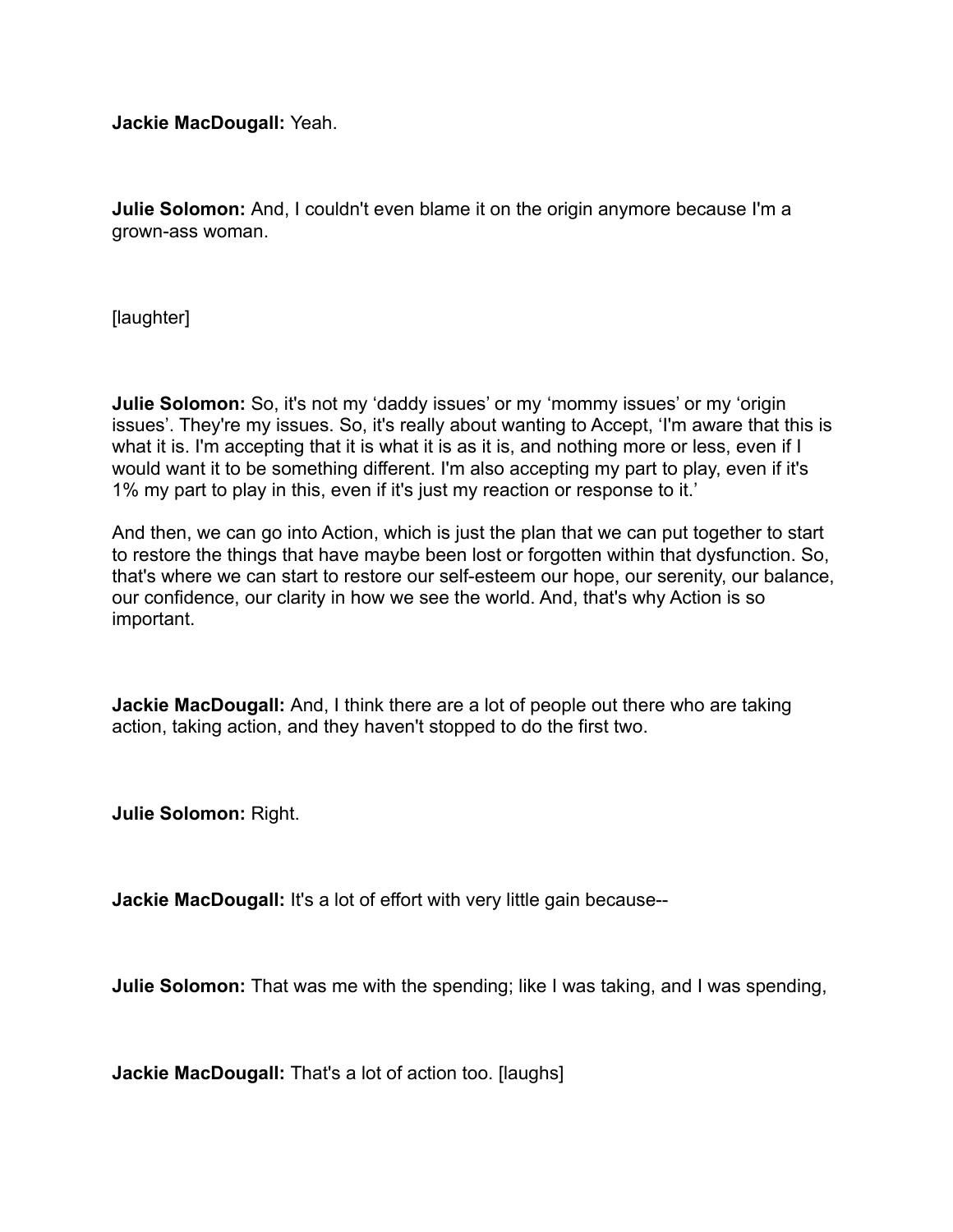**Jackie MacDougall:** Yeah.

**Julie Solomon:** And, I couldn't even blame it on the origin anymore because I'm a grown-ass woman.

[laughter]

**Julie Solomon:** So, it's not my 'daddy issues' or my 'mommy issues' or my 'origin issues'. They're my issues. So, it's really about wanting to Accept, 'I'm aware that this is what it is. I'm accepting that it is what it is as it is, and nothing more or less, even if I would want it to be something different. I'm also accepting my part to play, even if it's 1% my part to play in this, even if it's just my reaction or response to it.'

And then, we can go into Action, which is just the plan that we can put together to start to restore the things that have maybe been lost or forgotten within that dysfunction. So, that's where we can start to restore our self-esteem our hope, our serenity, our balance, our confidence, our clarity in how we see the world. And, that's why Action is so important.

**Jackie MacDougall:** And, I think there are a lot of people out there who are taking action, taking action, and they haven't stopped to do the first two.

**Julie Solomon:** Right.

**Jackie MacDougall:** It's a lot of effort with very little gain because--

**Julie Solomon:** That was me with the spending; like I was taking, and I was spending,

**Jackie MacDougall:** That's a lot of action too. [laughs]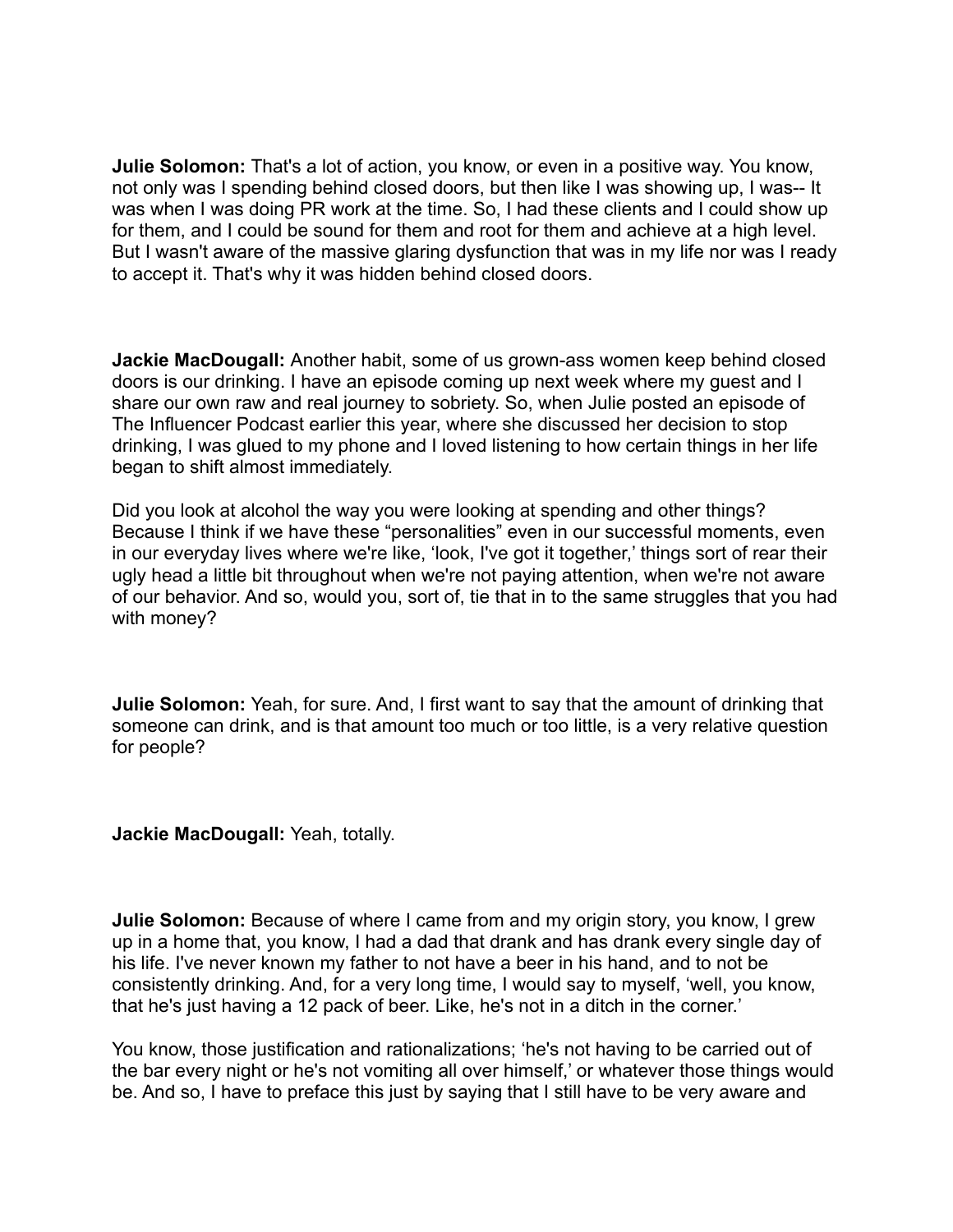**Julie Solomon:** That's a lot of action, you know, or even in a positive way. You know, not only was I spending behind closed doors, but then like I was showing up, I was-- It was when I was doing PR work at the time. So, I had these clients and I could show up for them, and I could be sound for them and root for them and achieve at a high level. But I wasn't aware of the massive glaring dysfunction that was in my life nor was I ready to accept it. That's why it was hidden behind closed doors.

**Jackie MacDougall:** Another habit, some of us grown-ass women keep behind closed doors is our drinking. I have an episode coming up next week where my guest and I share our own raw and real journey to sobriety. So, when Julie posted an episode of The Influencer Podcast earlier this year, where she discussed her decision to stop drinking, I was glued to my phone and I loved listening to how certain things in her life began to shift almost immediately.

Did you look at alcohol the way you were looking at spending and other things? Because I think if we have these "personalities" even in our successful moments, even in our everyday lives where we're like, 'look, I've got it together,' things sort of rear their ugly head a little bit throughout when we're not paying attention, when we're not aware of our behavior. And so, would you, sort of, tie that in to the same struggles that you had with money?

**Julie Solomon:** Yeah, for sure. And, I first want to say that the amount of drinking that someone can drink, and is that amount too much or too little, is a very relative question for people?

**Jackie MacDougall:** Yeah, totally.

**Julie Solomon:** Because of where I came from and my origin story, you know, I grew up in a home that, you know, I had a dad that drank and has drank every single day of his life. I've never known my father to not have a beer in his hand, and to not be consistently drinking. And, for a very long time, I would say to myself, 'well, you know, that he's just having a 12 pack of beer. Like, he's not in a ditch in the corner.'

You know, those justification and rationalizations; 'he's not having to be carried out of the bar every night or he's not vomiting all over himself,' or whatever those things would be. And so, I have to preface this just by saying that I still have to be very aware and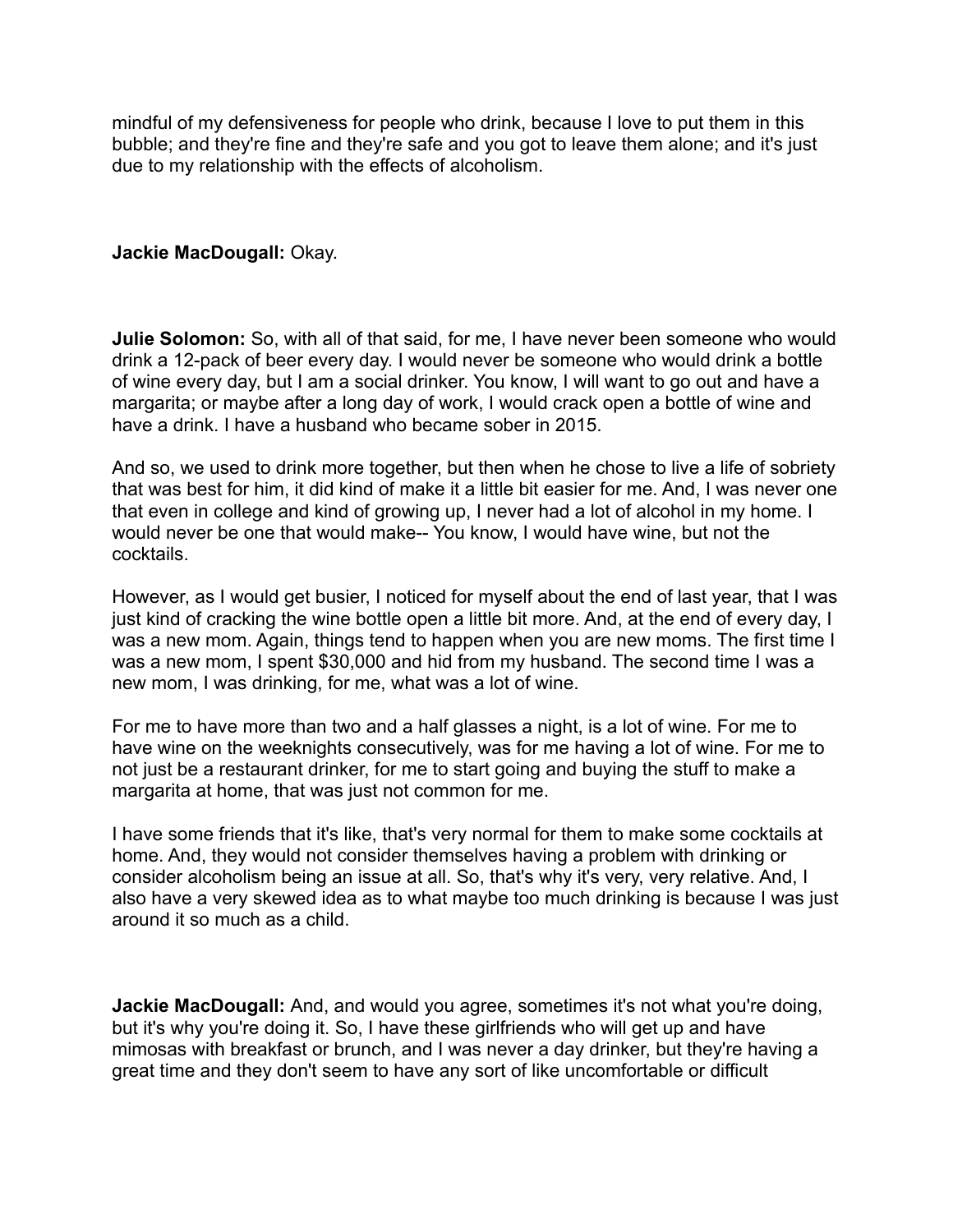mindful of my defensiveness for people who drink, because I love to put them in this bubble; and they're fine and they're safe and you got to leave them alone; and it's just due to my relationship with the effects of alcoholism.

**Jackie MacDougall:** Okay.

**Julie Solomon:** So, with all of that said, for me, I have never been someone who would drink a 12-pack of beer every day. I would never be someone who would drink a bottle of wine every day, but I am a social drinker. You know, I will want to go out and have a margarita; or maybe after a long day of work, I would crack open a bottle of wine and have a drink. I have a husband who became sober in 2015.

And so, we used to drink more together, but then when he chose to live a life of sobriety that was best for him, it did kind of make it a little bit easier for me. And, I was never one that even in college and kind of growing up, I never had a lot of alcohol in my home. I would never be one that would make-- You know, I would have wine, but not the cocktails.

However, as I would get busier, I noticed for myself about the end of last year, that I was just kind of cracking the wine bottle open a little bit more. And, at the end of every day, I was a new mom. Again, things tend to happen when you are new moms. The first time I was a new mom, I spent $30,000 and hid from my husband. The second time I was a new mom, I was drinking, for me, what was a lot of wine.

For me to have more than two and a half glasses a night, is a lot of wine. For me to have wine on the weeknights consecutively, was for me having a lot of wine. For me to not just be a restaurant drinker, for me to start going and buying the stuff to make a margarita at home, that was just not common for me.

I have some friends that it's like, that's very normal for them to make some cocktails at home. And, they would not consider themselves having a problem with drinking or consider alcoholism being an issue at all. So, that's why it's very, very relative. And, I also have a very skewed idea as to what maybe too much drinking is because I was just around it so much as a child.

**Jackie MacDougall:** And, and would you agree, sometimes it's not what you're doing, but it's why you're doing it. So, I have these girlfriends who will get up and have mimosas with breakfast or brunch, and I was never a day drinker, but they're having a great time and they don't seem to have any sort of like uncomfortable or difficult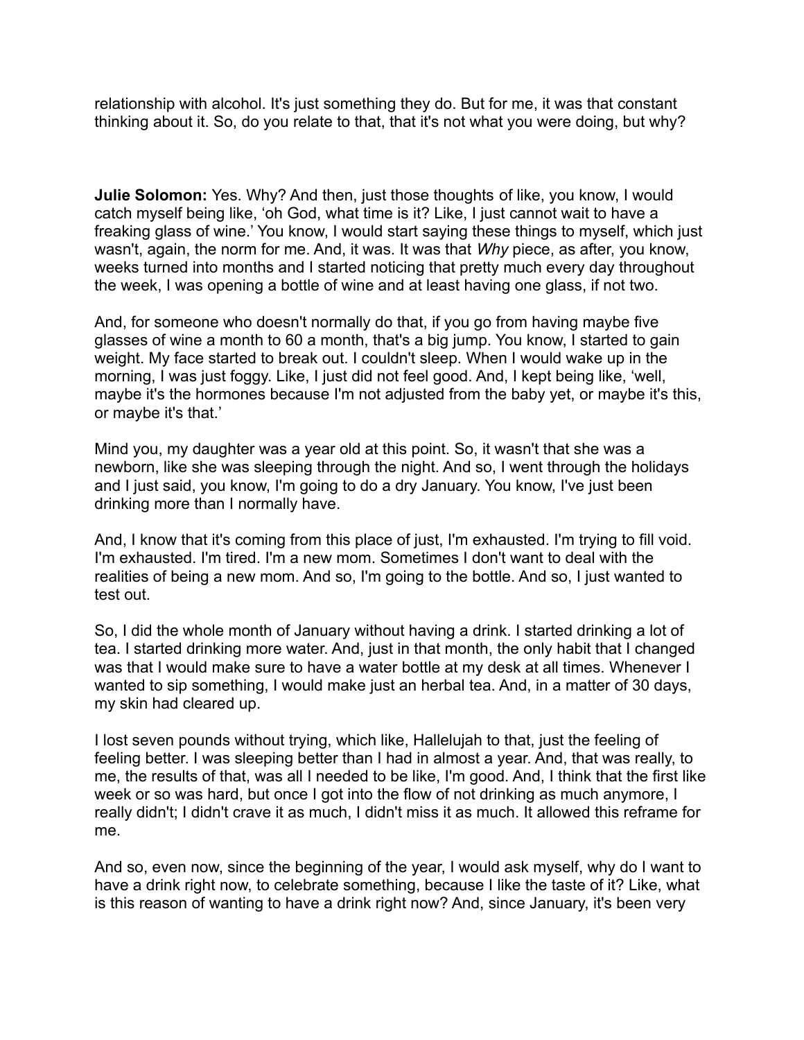relationship with alcohol. It's just something they do. But for me, it was that constant thinking about it. So, do you relate to that, that it's not what you were doing, but why?

**Julie Solomon:** Yes. Why? And then, just those thoughts of like, you know, I would catch myself being like, 'oh God, what time is it? Like, I just cannot wait to have a freaking glass of wine.' You know, I would start saying these things to myself, which just wasn't, again, the norm for me. And, it was. It was that *Why* piece, as after, you know, weeks turned into months and I started noticing that pretty much every day throughout the week, I was opening a bottle of wine and at least having one glass, if not two.

And, for someone who doesn't normally do that, if you go from having maybe five glasses of wine a month to 60 a month, that's a big jump. You know, I started to gain weight. My face started to break out. I couldn't sleep. When I would wake up in the morning, I was just foggy. Like, I just did not feel good. And, I kept being like, 'well, maybe it's the hormones because I'm not adjusted from the baby yet, or maybe it's this, or maybe it's that.'

Mind you, my daughter was a year old at this point. So, it wasn't that she was a newborn, like she was sleeping through the night. And so, I went through the holidays and I just said, you know, I'm going to do a dry January. You know, I've just been drinking more than I normally have.

And, I know that it's coming from this place of just, I'm exhausted. I'm trying to fill void. I'm exhausted. I'm tired. I'm a new mom. Sometimes I don't want to deal with the realities of being a new mom. And so, I'm going to the bottle. And so, I just wanted to test out.

So, I did the whole month of January without having a drink. I started drinking a lot of tea. I started drinking more water. And, just in that month, the only habit that I changed was that I would make sure to have a water bottle at my desk at all times. Whenever I wanted to sip something, I would make just an herbal tea. And, in a matter of 30 days, my skin had cleared up.

I lost seven pounds without trying, which like, Hallelujah to that, just the feeling of feeling better. I was sleeping better than I had in almost a year. And, that was really, to me, the results of that, was all I needed to be like, I'm good. And, I think that the first like week or so was hard, but once I got into the flow of not drinking as much anymore, I really didn't; I didn't crave it as much, I didn't miss it as much. It allowed this reframe for me.

And so, even now, since the beginning of the year, I would ask myself, why do I want to have a drink right now, to celebrate something, because I like the taste of it? Like, what is this reason of wanting to have a drink right now? And, since January, it's been very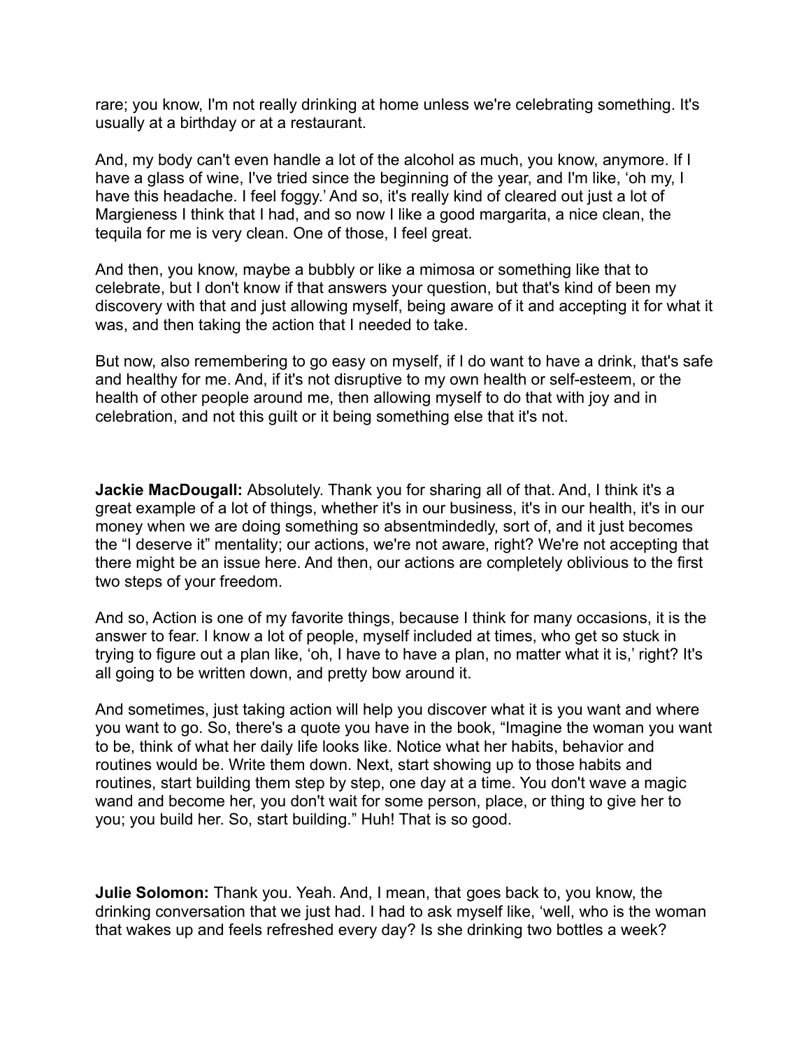rare; you know, I'm not really drinking at home unless we're celebrating something. It's usually at a birthday or at a restaurant.

And, my body can't even handle a lot of the alcohol as much, you know, anymore. If I have a glass of wine, I've tried since the beginning of the year, and I'm like, 'oh my, I have this headache. I feel foggy.' And so, it's really kind of cleared out just a lot of Margieness I think that I had, and so now I like a good margarita, a nice clean, the tequila for me is very clean. One of those, I feel great.

And then, you know, maybe a bubbly or like a mimosa or something like that to celebrate, but I don't know if that answers your question, but that's kind of been my discovery with that and just allowing myself, being aware of it and accepting it for what it was, and then taking the action that I needed to take.

But now, also remembering to go easy on myself, if I do want to have a drink, that's safe and healthy for me. And, if it's not disruptive to my own health or self-esteem, or the health of other people around me, then allowing myself to do that with joy and in celebration, and not this guilt or it being something else that it's not.

**Jackie MacDougall:** Absolutely. Thank you for sharing all of that. And, I think it's a great example of a lot of things, whether it's in our business, it's in our health, it's in our money when we are doing something so absentmindedly, sort of, and it just becomes the "I deserve it" mentality; our actions, we're not aware, right? We're not accepting that there might be an issue here. And then, our actions are completely oblivious to the first two steps of your freedom.

And so, Action is one of my favorite things, because I think for many occasions, it is the answer to fear. I know a lot of people, myself included at times, who get so stuck in trying to figure out a plan like, 'oh, I have to have a plan, no matter what it is,' right? It's all going to be written down, and pretty bow around it.

And sometimes, just taking action will help you discover what it is you want and where you want to go. So, there's a quote you have in the book, "Imagine the woman you want to be, think of what her daily life looks like. Notice what her habits, behavior and routines would be. Write them down. Next, start showing up to those habits and routines, start building them step by step, one day at a time. You don't wave a magic wand and become her, you don't wait for some person, place, or thing to give her to you; you build her. So, start building." Huh! That is so good.

**Julie Solomon:** Thank you. Yeah. And, I mean, that goes back to, you know, the drinking conversation that we just had. I had to ask myself like, 'well, who is the woman that wakes up and feels refreshed every day? Is she drinking two bottles a week?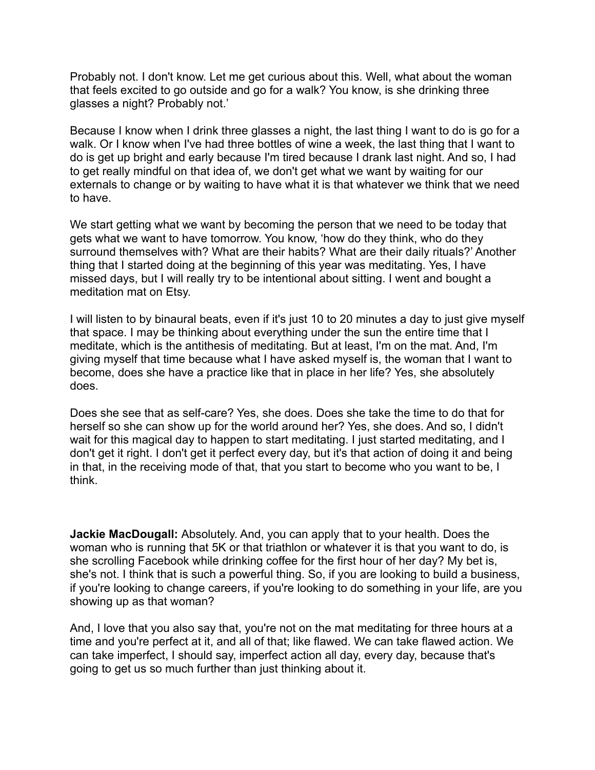Probably not. I don't know. Let me get curious about this. Well, what about the woman that feels excited to go outside and go for a walk? You know, is she drinking three glasses a night? Probably not.'

Because I know when I drink three glasses a night, the last thing I want to do is go for a walk. Or I know when I've had three bottles of wine a week, the last thing that I want to do is get up bright and early because I'm tired because I drank last night. And so, I had to get really mindful on that idea of, we don't get what we want by waiting for our externals to change or by waiting to have what it is that whatever we think that we need to have.

We start getting what we want by becoming the person that we need to be today that gets what we want to have tomorrow. You know, 'how do they think, who do they surround themselves with? What are their habits? What are their daily rituals?' Another thing that I started doing at the beginning of this year was meditating. Yes, I have missed days, but I will really try to be intentional about sitting. I went and bought a meditation mat on Etsy.

I will listen to by binaural beats, even if it's just 10 to 20 minutes a day to just give myself that space. I may be thinking about everything under the sun the entire time that I meditate, which is the antithesis of meditating. But at least, I'm on the mat. And, I'm giving myself that time because what I have asked myself is, the woman that I want to become, does she have a practice like that in place in her life? Yes, she absolutely does.

Does she see that as self-care? Yes, she does. Does she take the time to do that for herself so she can show up for the world around her? Yes, she does. And so, I didn't wait for this magical day to happen to start meditating. I just started meditating, and I don't get it right. I don't get it perfect every day, but it's that action of doing it and being in that, in the receiving mode of that, that you start to become who you want to be, I think.

**Jackie MacDougall:** Absolutely. And, you can apply that to your health. Does the woman who is running that 5K or that triathlon or whatever it is that you want to do, is she scrolling Facebook while drinking coffee for the first hour of her day? My bet is, she's not. I think that is such a powerful thing. So, if you are looking to build a business, if you're looking to change careers, if you're looking to do something in your life, are you showing up as that woman?

And, I love that you also say that, you're not on the mat meditating for three hours at a time and you're perfect at it, and all of that; like flawed. We can take flawed action. We can take imperfect, I should say, imperfect action all day, every day, because that's going to get us so much further than just thinking about it.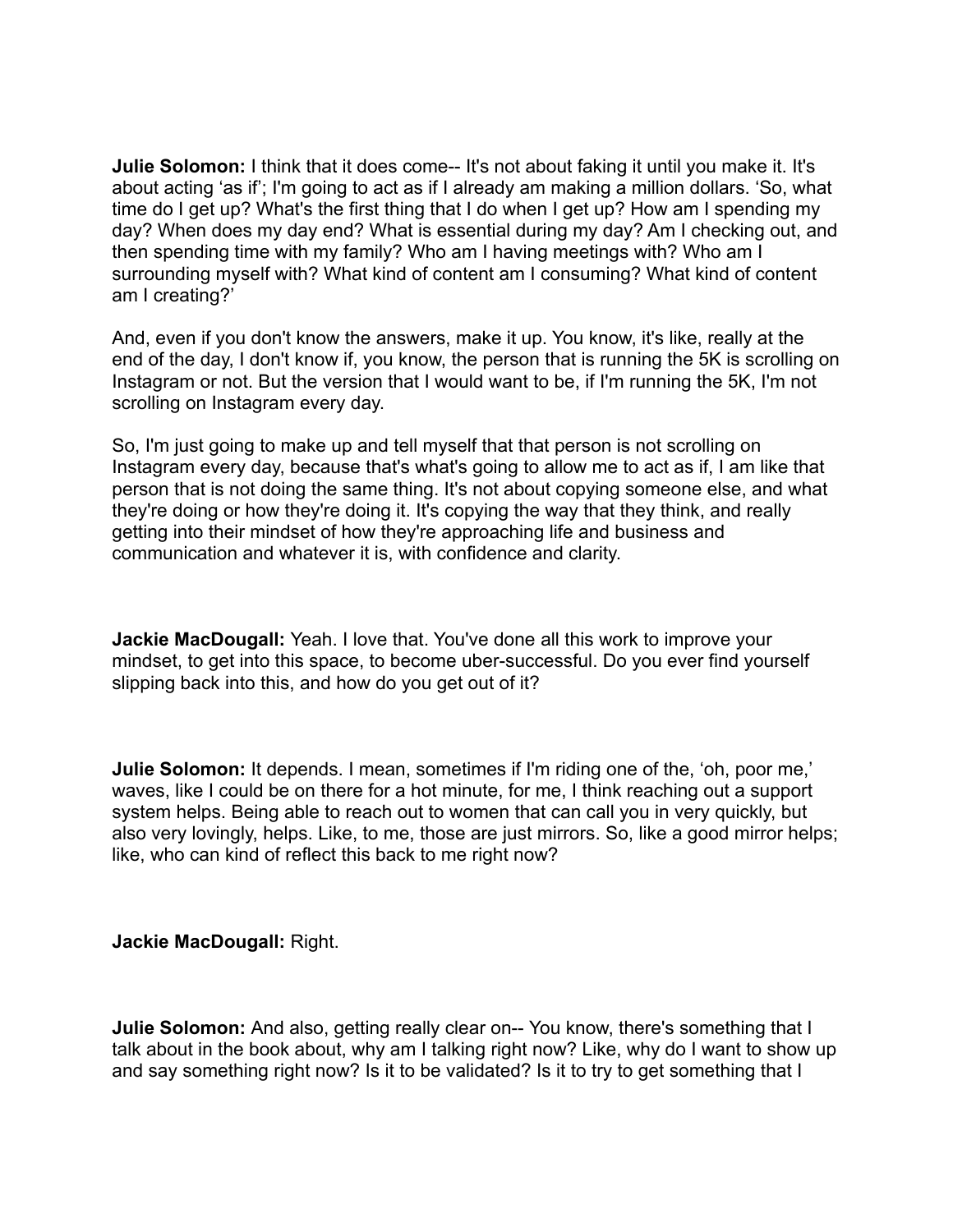**Julie Solomon:** I think that it does come-- It's not about faking it until you make it. It's about acting 'as if'; I'm going to act as if I already am making a million dollars. 'So, what time do I get up? What's the first thing that I do when I get up? How am I spending my day? When does my day end? What is essential during my day? Am I checking out, and then spending time with my family? Who am I having meetings with? Who am I surrounding myself with? What kind of content am I consuming? What kind of content am I creating?'

And, even if you don't know the answers, make it up. You know, it's like, really at the end of the day, I don't know if, you know, the person that is running the 5K is scrolling on Instagram or not. But the version that I would want to be, if I'm running the 5K, I'm not scrolling on Instagram every day.

So, I'm just going to make up and tell myself that that person is not scrolling on Instagram every day, because that's what's going to allow me to act as if, I am like that person that is not doing the same thing. It's not about copying someone else, and what they're doing or how they're doing it. It's copying the way that they think, and really getting into their mindset of how they're approaching life and business and communication and whatever it is, with confidence and clarity.

**Jackie MacDougall:** Yeah. I love that. You've done all this work to improve your mindset, to get into this space, to become uber-successful. Do you ever find yourself slipping back into this, and how do you get out of it?

**Julie Solomon:** It depends. I mean, sometimes if I'm riding one of the, 'oh, poor me,' waves, like I could be on there for a hot minute, for me, I think reaching out a support system helps. Being able to reach out to women that can call you in very quickly, but also very lovingly, helps. Like, to me, those are just mirrors. So, like a good mirror helps; like, who can kind of reflect this back to me right now?

**Jackie MacDougall:** Right.

**Julie Solomon:** And also, getting really clear on-- You know, there's something that I talk about in the book about, why am I talking right now? Like, why do I want to show up and say something right now? Is it to be validated? Is it to try to get something that I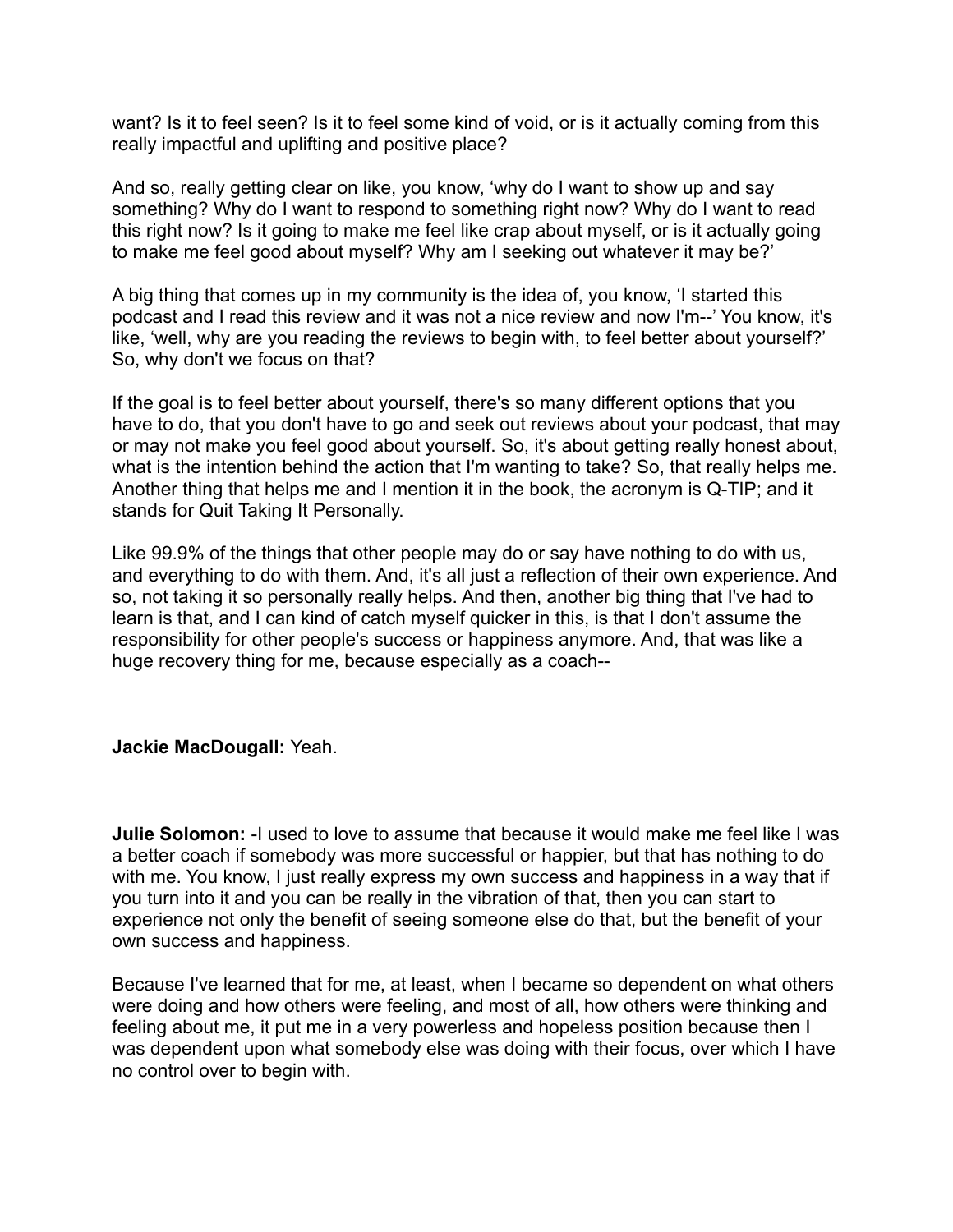want? Is it to feel seen? Is it to feel some kind of void, or is it actually coming from this really impactful and uplifting and positive place?

And so, really getting clear on like, you know, 'why do I want to show up and say something? Why do I want to respond to something right now? Why do I want to read this right now? Is it going to make me feel like crap about myself, or is it actually going to make me feel good about myself? Why am I seeking out whatever it may be?'

A big thing that comes up in my community is the idea of, you know, 'I started this podcast and I read this review and it was not a nice review and now I'm--' You know, it's like, 'well, why are you reading the reviews to begin with, to feel better about yourself?' So, why don't we focus on that?

If the goal is to feel better about yourself, there's so many different options that you have to do, that you don't have to go and seek out reviews about your podcast, that may or may not make you feel good about yourself. So, it's about getting really honest about, what is the intention behind the action that I'm wanting to take? So, that really helps me. Another thing that helps me and I mention it in the book, the acronym is Q-TIP; and it stands for Quit Taking It Personally.

Like 99.9% of the things that other people may do or say have nothing to do with us, and everything to do with them. And, it's all just a reflection of their own experience. And so, not taking it so personally really helps. And then, another big thing that I've had to learn is that, and I can kind of catch myself quicker in this, is that I don't assume the responsibility for other people's success or happiness anymore. And, that was like a huge recovery thing for me, because especially as a coach--

**Jackie MacDougall:** Yeah.

**Julie Solomon:** -I used to love to assume that because it would make me feel like I was a better coach if somebody was more successful or happier, but that has nothing to do with me. You know, I just really express my own success and happiness in a way that if you turn into it and you can be really in the vibration of that, then you can start to experience not only the benefit of seeing someone else do that, but the benefit of your own success and happiness.

Because I've learned that for me, at least, when I became so dependent on what others were doing and how others were feeling, and most of all, how others were thinking and feeling about me, it put me in a very powerless and hopeless position because then I was dependent upon what somebody else was doing with their focus, over which I have no control over to begin with.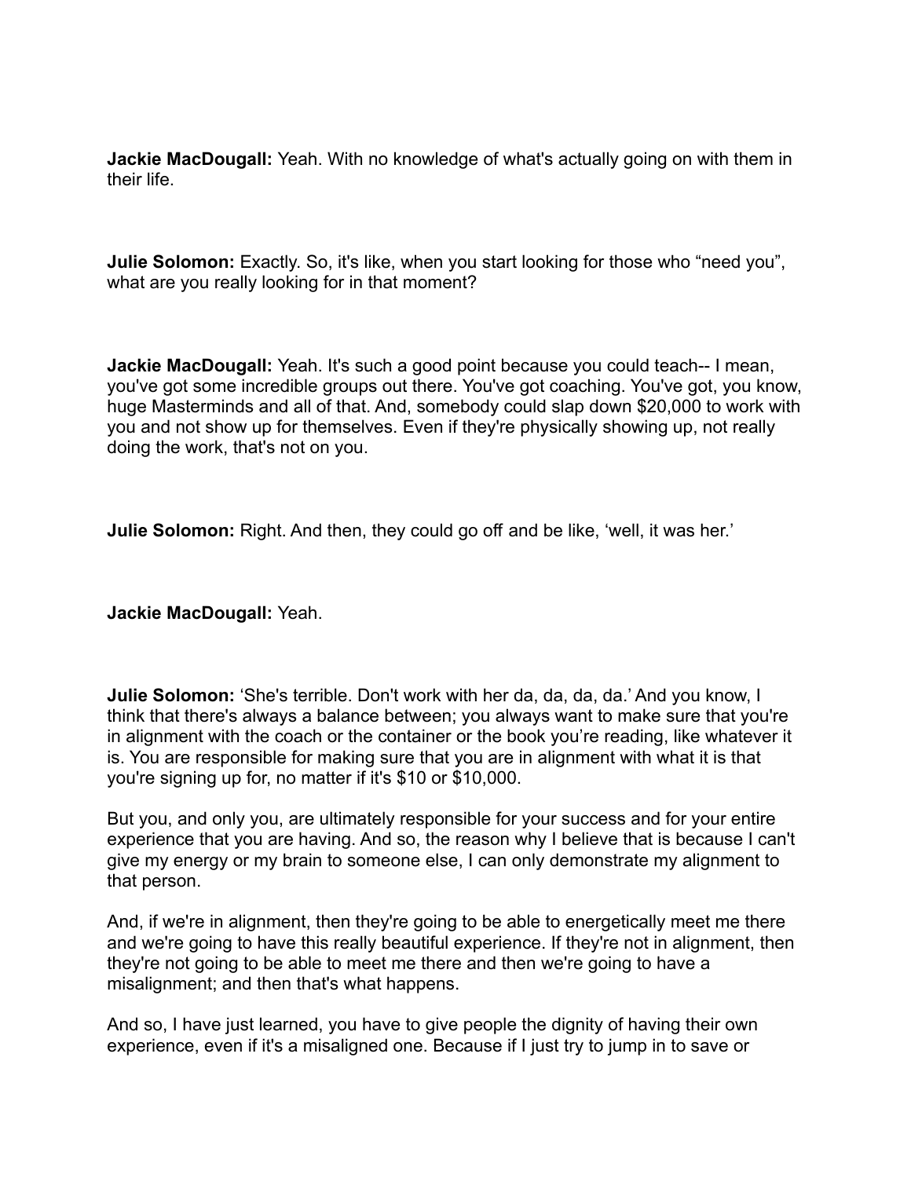**Jackie MacDougall:** Yeah. With no knowledge of what's actually going on with them in their life.

**Julie Solomon:** Exactly. So, it's like, when you start looking for those who "need you", what are you really looking for in that moment?

**Jackie MacDougall:** Yeah. It's such a good point because you could teach-- I mean, you've got some incredible groups out there. You've got coaching. You've got, you know, huge Masterminds and all of that. And, somebody could slap down $20,000 to work with you and not show up for themselves. Even if they're physically showing up, not really doing the work, that's not on you.

**Julie Solomon:** Right. And then, they could go off and be like, 'well, it was her.'

**Jackie MacDougall:** Yeah.

**Julie Solomon:** 'She's terrible. Don't work with her da, da, da, da.' And you know, I think that there's always a balance between; you always want to make sure that you're in alignment with the coach or the container or the book you're reading, like whatever it is. You are responsible for making sure that you are in alignment with what it is that you're signing up for, no matter if it's $10 or $10,000.

But you, and only you, are ultimately responsible for your success and for your entire experience that you are having. And so, the reason why I believe that is because I can't give my energy or my brain to someone else, I can only demonstrate my alignment to that person.

And, if we're in alignment, then they're going to be able to energetically meet me there and we're going to have this really beautiful experience. If they're not in alignment, then they're not going to be able to meet me there and then we're going to have a misalignment; and then that's what happens.

And so, I have just learned, you have to give people the dignity of having their own experience, even if it's a misaligned one. Because if I just try to jump in to save or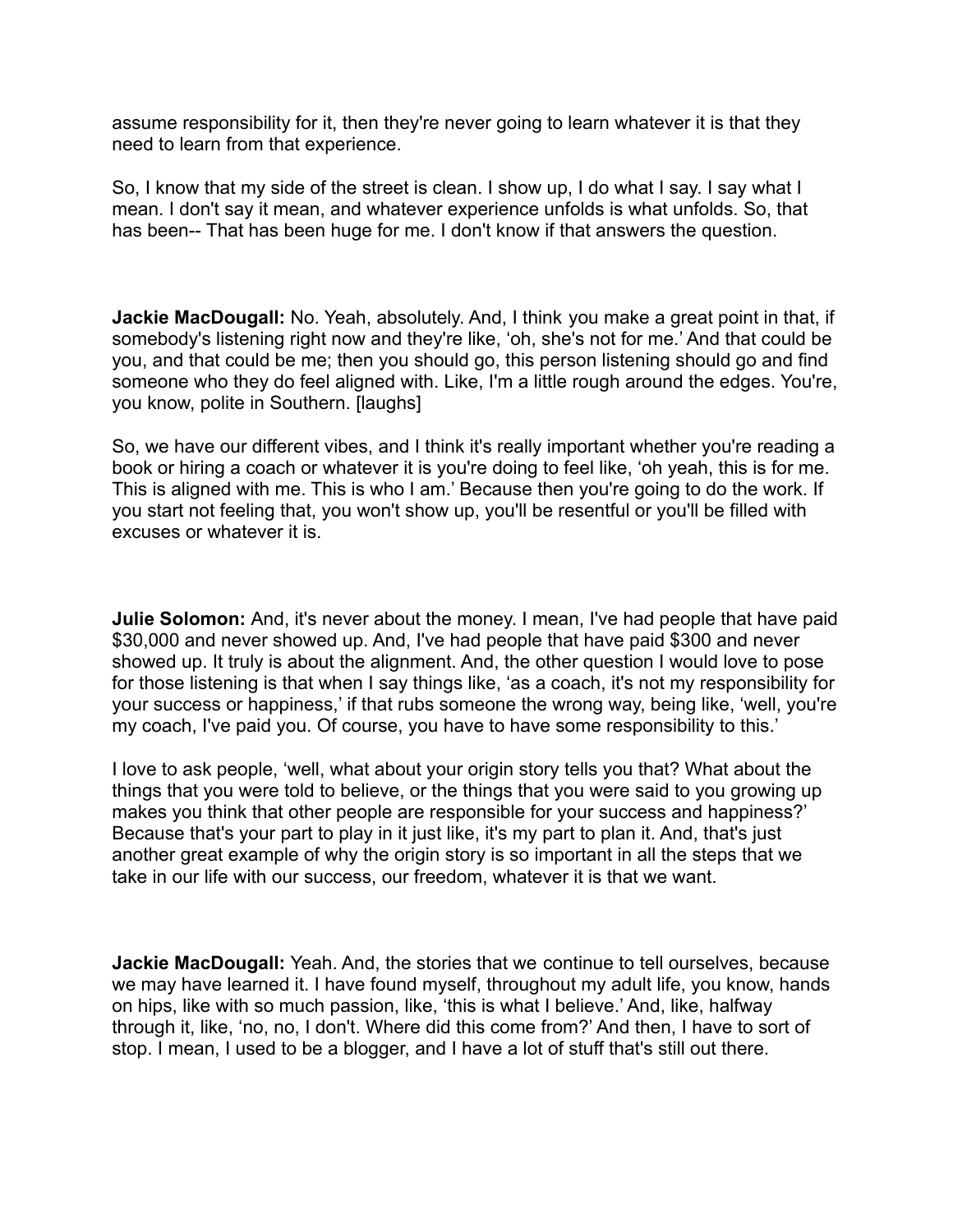assume responsibility for it, then they're never going to learn whatever it is that they need to learn from that experience.

So, I know that my side of the street is clean. I show up, I do what I say. I say what I mean. I don't say it mean, and whatever experience unfolds is what unfolds. So, that has been-- That has been huge for me. I don't know if that answers the question.

**Jackie MacDougall:** No. Yeah, absolutely. And, I think you make a great point in that, if somebody's listening right now and they're like, 'oh, she's not for me.' And that could be you, and that could be me; then you should go, this person listening should go and find someone who they do feel aligned with. Like, I'm a little rough around the edges. You're, you know, polite in Southern. [laughs]

So, we have our different vibes, and I think it's really important whether you're reading a book or hiring a coach or whatever it is you're doing to feel like, 'oh yeah, this is for me. This is aligned with me. This is who I am.' Because then you're going to do the work. If you start not feeling that, you won't show up, you'll be resentful or you'll be filled with excuses or whatever it is.

**Julie Solomon:** And, it's never about the money. I mean, I've had people that have paid $30,000 and never showed up. And, I've had people that have paid $300 and never showed up. It truly is about the alignment. And, the other question I would love to pose for those listening is that when I say things like, 'as a coach, it's not my responsibility for your success or happiness,' if that rubs someone the wrong way, being like, 'well, you're my coach, I've paid you. Of course, you have to have some responsibility to this.'

I love to ask people, 'well, what about your origin story tells you that? What about the things that you were told to believe, or the things that you were said to you growing up makes you think that other people are responsible for your success and happiness?' Because that's your part to play in it just like, it's my part to plan it. And, that's just another great example of why the origin story is so important in all the steps that we take in our life with our success, our freedom, whatever it is that we want.

**Jackie MacDougall:** Yeah. And, the stories that we continue to tell ourselves, because we may have learned it. I have found myself, throughout my adult life, you know, hands on hips, like with so much passion, like, 'this is what I believe.' And, like, halfway through it, like, 'no, no, I don't. Where did this come from?' And then, I have to sort of stop. I mean, I used to be a blogger, and I have a lot of stuff that's still out there.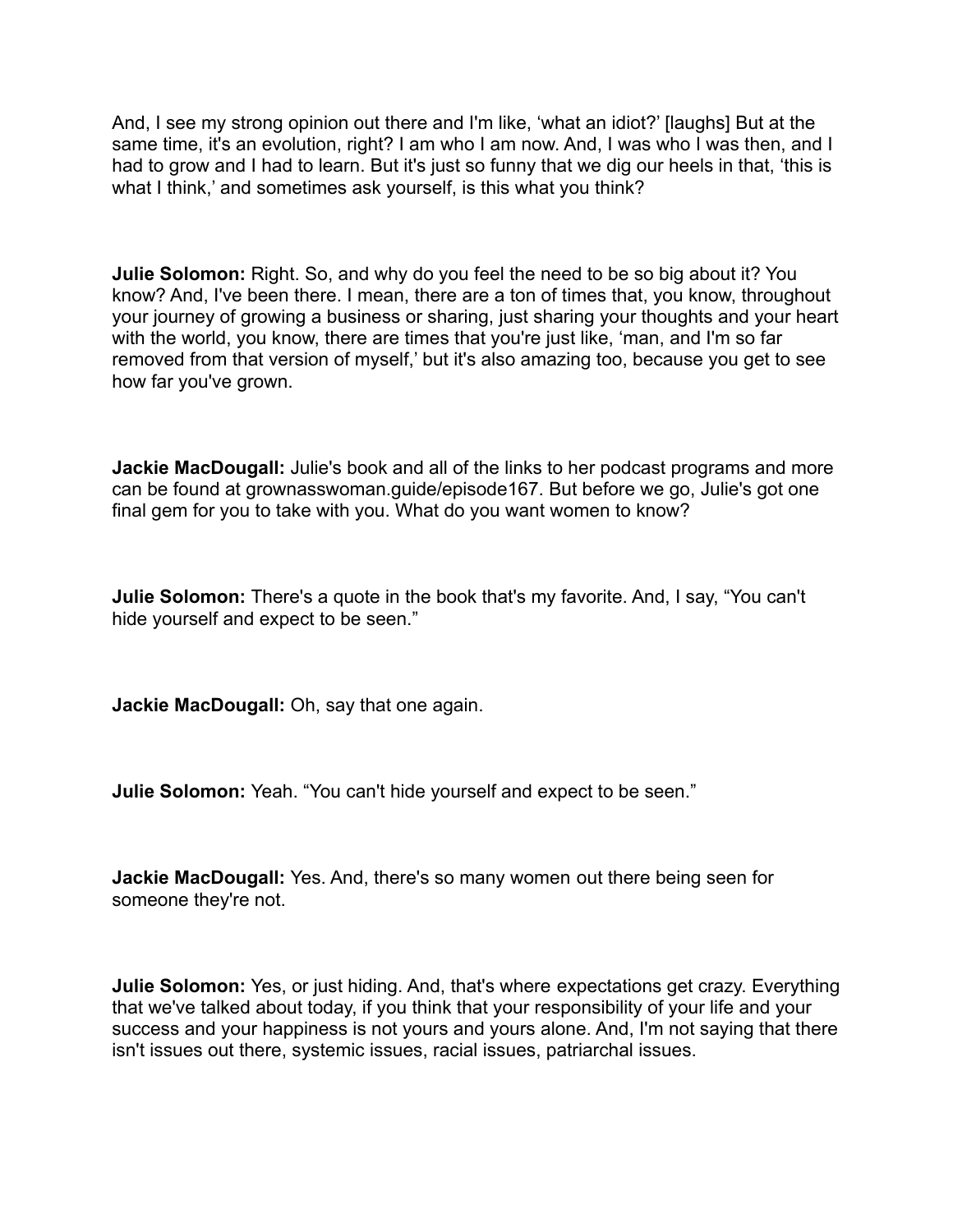And, I see my strong opinion out there and I'm like, 'what an idiot?' [laughs] But at the same time, it's an evolution, right? I am who I am now. And, I was who I was then, and I had to grow and I had to learn. But it's just so funny that we dig our heels in that, 'this is what I think,' and sometimes ask yourself, is this what you think?

**Julie Solomon:** Right. So, and why do you feel the need to be so big about it? You know? And, I've been there. I mean, there are a ton of times that, you know, throughout your journey of growing a business or sharing, just sharing your thoughts and your heart with the world, you know, there are times that you're just like, 'man, and I'm so far removed from that version of myself,' but it's also amazing too, because you get to see how far you've grown.

**Jackie MacDougall:** Julie's book and all of the links to her podcast programs and more can be found at grownasswoman.guide/episode167. But before we go, Julie's got one final gem for you to take with you. What do you want women to know?

**Julie Solomon:** There's a quote in the book that's my favorite. And, I say, "You can't hide yourself and expect to be seen."

**Jackie MacDougall:** Oh, say that one again.

**Julie Solomon:** Yeah. "You can't hide yourself and expect to be seen."

**Jackie MacDougall:** Yes. And, there's so many women out there being seen for someone they're not.

**Julie Solomon:** Yes, or just hiding. And, that's where expectations get crazy. Everything that we've talked about today, if you think that your responsibility of your life and your success and your happiness is not yours and yours alone. And, I'm not saying that there isn't issues out there, systemic issues, racial issues, patriarchal issues.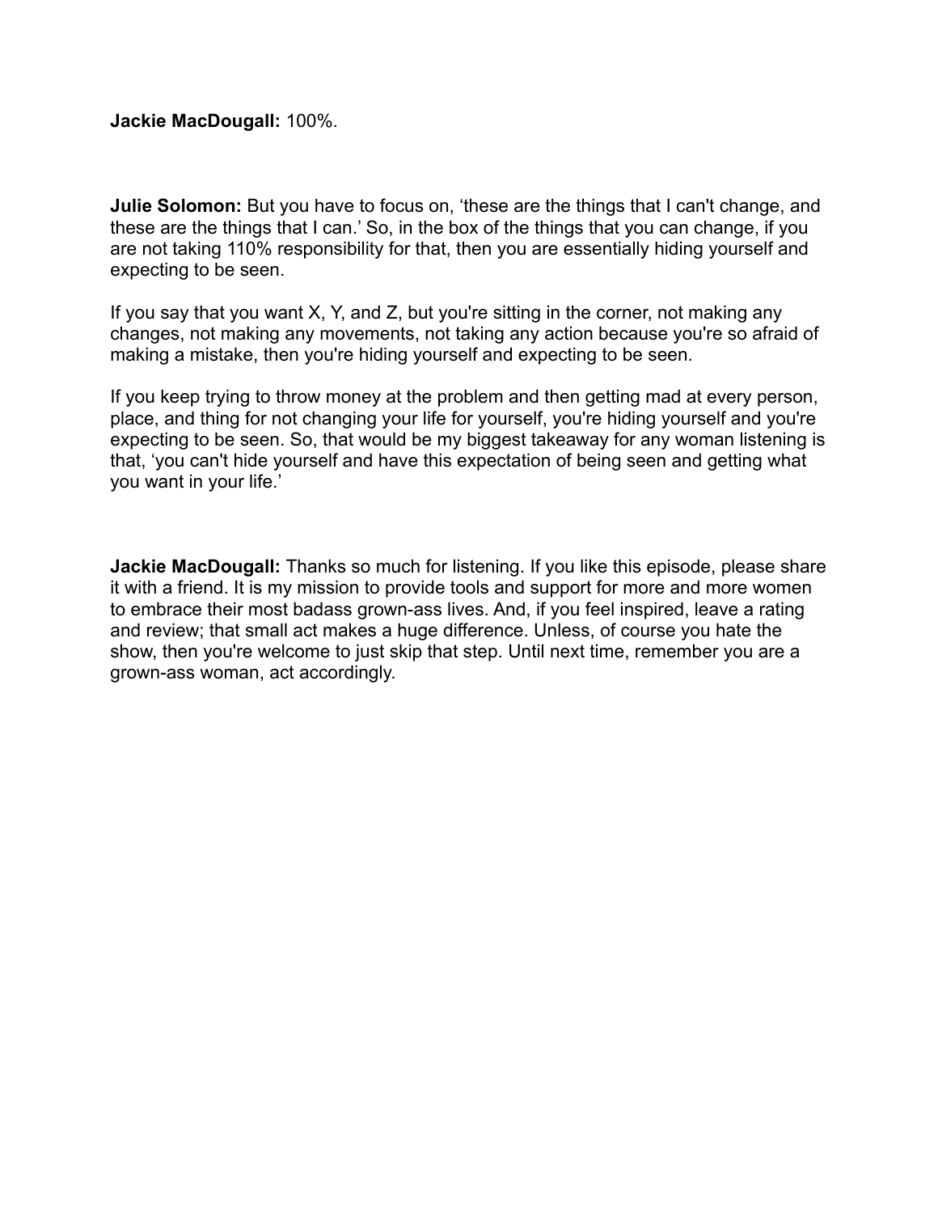**Jackie MacDougall:** 100%.

**Julie Solomon:** But you have to focus on, 'these are the things that I can't change, and these are the things that I can.' So, in the box of the things that you can change, if you are not taking 110% responsibility for that, then you are essentially hiding yourself and expecting to be seen.

If you say that you want X, Y, and Z, but you're sitting in the corner, not making any changes, not making any movements, not taking any action because you're so afraid of making a mistake, then you're hiding yourself and expecting to be seen.

If you keep trying to throw money at the problem and then getting mad at every person, place, and thing for not changing your life for yourself, you're hiding yourself and you're expecting to be seen. So, that would be my biggest takeaway for any woman listening is that, 'you can't hide yourself and have this expectation of being seen and getting what you want in your life.'

**Jackie MacDougall:** Thanks so much for listening. If you like this episode, please share it with a friend. It is my mission to provide tools and support for more and more women to embrace their most badass grown-ass lives. And, if you feel inspired, leave a rating and review; that small act makes a huge difference. Unless, of course you hate the show, then you're welcome to just skip that step. Until next time, remember you are a grown-ass woman, act accordingly.